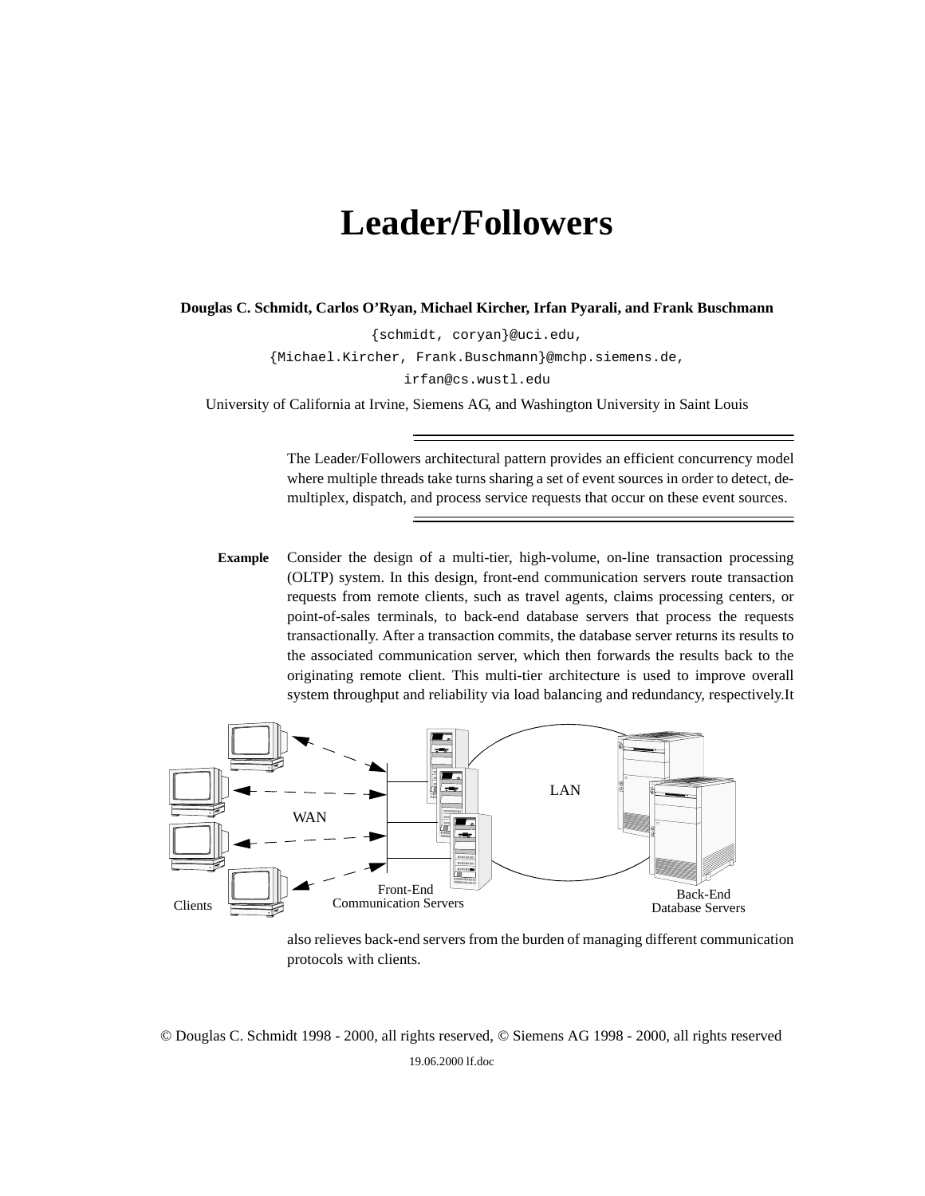# Leader/Followers

**Douglas C. Schmidt, Carlos O'Ryan, Michael Kircher, Irfan Pyarali, and Frank Buschmann**

{schmidt, coryan}@uci.edu,

{Michael.Kircher, Frank.Buschmann}@mchp.siemens.de,

irfan@cs.wustl.edu

University of California at Irvine, Siemens AG, and Washington University in Saint Louis

---

The Leader/Followers architectural pattern provides an efficient concurrency model where multiple threads take turns sharing a set of event sources in order to detect, demultiplex, dispatch, and process service requests that occur on these event sources.

---

**Example** Consider the design of a multi-tier, high-volume, on-line transaction processing (OLTP) system. In this design, front-end communication servers route transaction requests from remote clients, such as travel agents, claims processing centers, or point-of-sales terminals, to back-end database servers that process the requests transactionally. After a transaction commits, the database server returns its results to the associated communication server, which then forwards the results back to the originating remote client. This multi-tier architecture is used to improve overall system throughput and reliability via load balancing and redundancy, respectively. It also relieves back-end servers from the burden of managing different communication protocols with clients.

© Douglas C. Schmidt 1998 - 2000, all rights reserved, © Siemens AG 1998 - 2000, all rights reserved

19.06.2000 lf.doc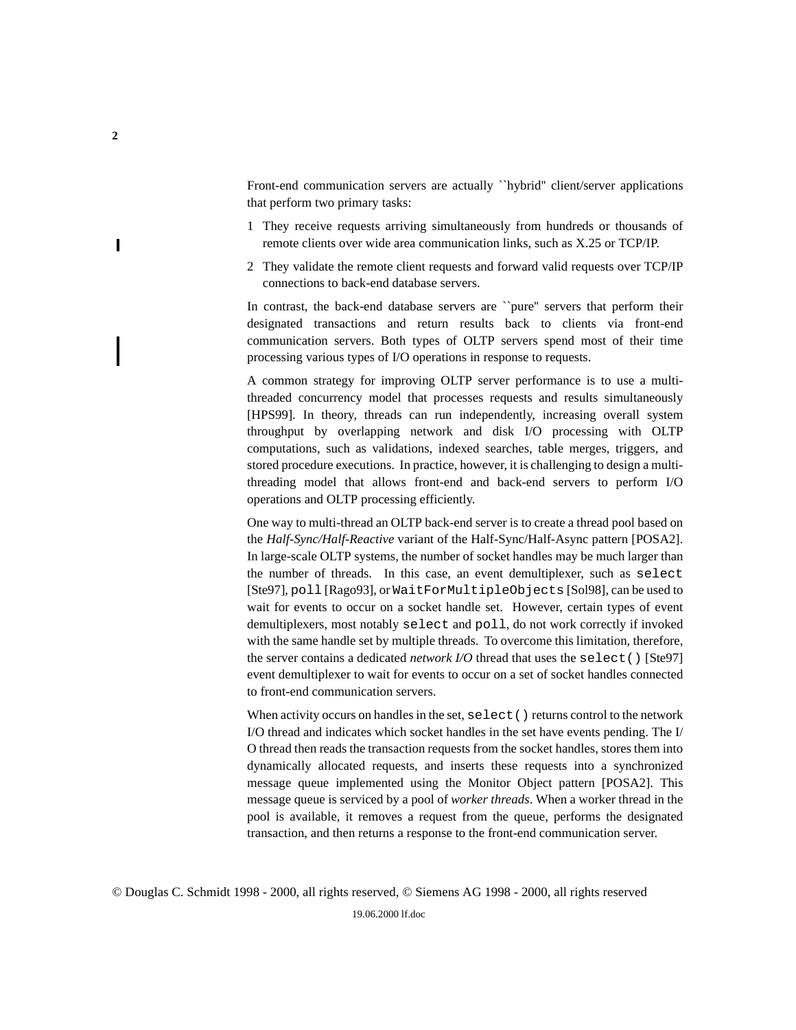Front-end communication servers are actually ``hybrid'' client/server applications that perform two primary tasks:

1. They receive requests arriving simultaneously from hundreds or thousands of remote clients over wide area communication links, such as X.25 or TCP/IP.
2. They validate the remote client requests and forward valid requests over TCP/IP connections to back-end database servers.

In contrast, the back-end database servers are ``pure'' servers that perform their designated transactions and return results back to clients via front-end communication servers. Both types of OLTP servers spend most of their time processing various types of I/O operations in response to requests.

A common strategy for improving OLTP server performance is to use a multi-threaded concurrency model that processes requests and results simultaneously [HPS99]. In theory, threads can run independently, increasing overall system throughput by overlapping network and disk I/O processing with OLTP computations, such as validations, indexed searches, table merges, triggers, and stored procedure executions. In practice, however, it is challenging to design a multi-threading model that allows front-end and back-end servers to perform I/O operations and OLTP processing efficiently.

One way to multi-thread an OLTP back-end server is to create a thread pool based on the *Half-Sync/Half-Reactive* variant of the Half-Sync/Half-Async pattern [POSA2]. In large-scale OLTP systems, the number of socket handles may be much larger than the number of threads. In this case, an event demultiplexer, such as `select` [Ste97], `poll` [Rago93], or `WaitForMultipleObjects` [Sol98], can be used to wait for events to occur on a socket handle set. However, certain types of event demultiplexers, most notably `select` and `poll`, do not work correctly if invoked with the same handle set by multiple threads. To overcome this limitation, therefore, the server contains a dedicated *network I/O* thread that uses the `select()` [Ste97] event demultiplexer to wait for events to occur on a set of socket handles connected to front-end communication servers.

When activity occurs on handles in the set, `select()` returns control to the network I/O thread and indicates which socket handles in the set have events pending. The I/O thread then reads the transaction requests from the socket handles, stores them into dynamically allocated requests, and inserts these requests into a synchronized message queue implemented using the Monitor Object pattern [POSA2]. This message queue is serviced by a pool of *worker threads*. When a worker thread in the pool is available, it removes a request from the queue, performs the designated transaction, and then returns a response to the front-end communication server.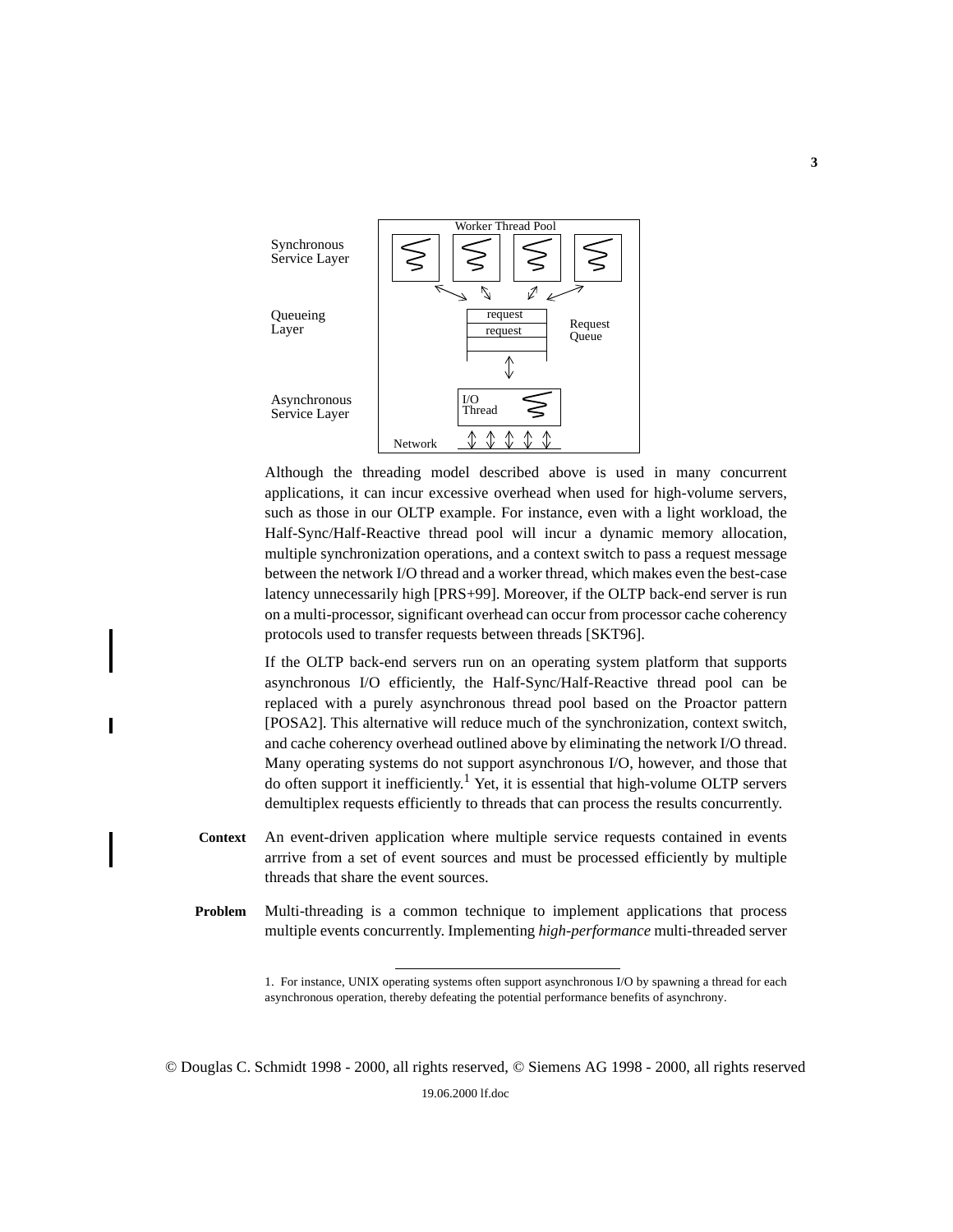Although the threading model described above is used in many concurrent applications, it can incur excessive overhead when used for high-volume servers, such as those in our OLTP example. For instance, even with a light workload, the Half-Sync/Half-Reactive thread pool will incur a dynamic memory allocation, multiple synchronization operations, and a context switch to pass a request message between the network I/O thread and a worker thread, which makes even the best-case latency unnecessarily high [PRS+99]. Moreover, if the OLTP back-end server is run on a multi-processor, significant overhead can occur from processor cache coherency protocols used to transfer requests between threads [SKT96].

If the OLTP back-end servers run on an operating system platform that supports asynchronous I/O efficiently, the Half-Sync/Half-Reactive thread pool can be replaced with a purely asynchronous thread pool based on the Proactor pattern [POSA2]. This alternative will reduce much of the synchronization, context switch, and cache coherency overhead outlined above by eliminating the network I/O thread. Many operating systems do not support asynchronous I/O, however, and those that do often support it inefficiently.[1] Yet, it is essential that high-volume OLTP servers demultiplex requests efficiently to threads that can process the results concurrently.

**Context** An event-driven application where multiple service requests contained in events arrrive from a set of event sources and must be processed efficiently by multiple threads that share the event sources.

**Problem** Multi-threading is a common technique to implement applications that process multiple events concurrently. Implementing *high-performance* multi-threaded server

---

1. For instance, UNIX operating systems often support asynchronous I/O by spawning a thread for each asynchronous operation, thereby defeating the potential performance benefits of asynchrony.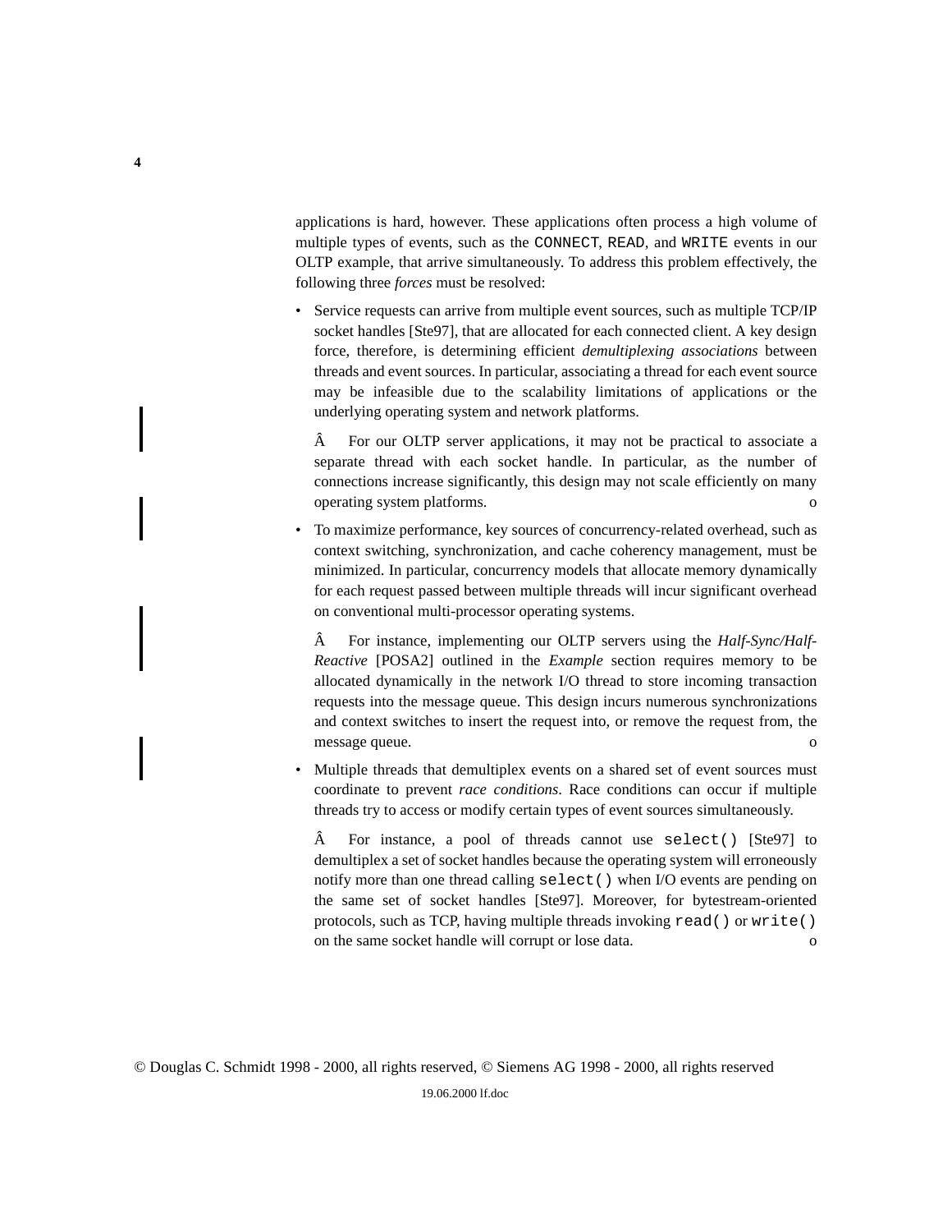applications is hard, however. These applications often process a high volume of multiple types of events, such as the CONNECT, READ, and WRITE events in our OLTP example, that arrive simultaneously. To address this problem effectively, the following three *forces* must be resolved:

- Service requests can arrive from multiple event sources, such as multiple TCP/IP socket handles [Ste97], that are allocated for each connected client. A key design force, therefore, is determining efficient *demultiplexing associations* between threads and event sources. In particular, associating a thread for each event source may be infeasible due to the scalability limitations of applications or the underlying operating system and network platforms.

  Â For our OLTP server applications, it may not be practical to associate a separate thread with each socket handle. In particular, as the number of connections increase significantly, this design may not scale efficiently on many operating system platforms. o

- To maximize performance, key sources of concurrency-related overhead, such as context switching, synchronization, and cache coherency management, must be minimized. In particular, concurrency models that allocate memory dynamically for each request passed between multiple threads will incur significant overhead on conventional multi-processor operating systems.

  Â For instance, implementing our OLTP servers using the *Half-Sync/Half-Reactive* [POSA2] outlined in the *Example* section requires memory to be allocated dynamically in the network I/O thread to store incoming transaction requests into the message queue. This design incurs numerous synchronizations and context switches to insert the request into, or remove the request from, the message queue. o

- Multiple threads that demultiplex events on a shared set of event sources must coordinate to prevent *race conditions*. Race conditions can occur if multiple threads try to access or modify certain types of event sources simultaneously.

  Â For instance, a pool of threads cannot use `select()` [Ste97] to demultiplex a set of socket handles because the operating system will erroneously notify more than one thread calling `select()` when I/O events are pending on the same set of socket handles [Ste97]. Moreover, for bytestream-oriented protocols, such as TCP, having multiple threads invoking `read()` or `write()` on the same socket handle will corrupt or lose data. o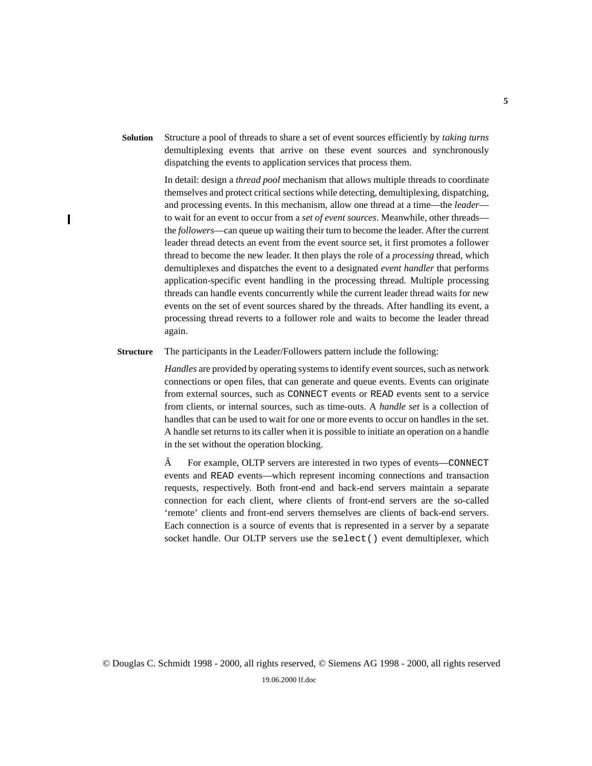**Solution** Structure a pool of threads to share a set of event sources efficiently by *taking turns* demultiplexing events that arrive on these event sources and synchronously dispatching the events to application services that process them.

In detail: design a *thread pool* mechanism that allows multiple threads to coordinate themselves and protect critical sections while detecting, demultiplexing, dispatching, and processing events. In this mechanism, allow one thread at a time—the *leader*—to wait for an event to occur from a *set of event sources*. Meanwhile, other threads—the *followers*—can queue up waiting their turn to become the leader. After the current leader thread detects an event from the event source set, it first promotes a follower thread to become the new leader. It then plays the role of a *processing* thread, which demultiplexes and dispatches the event to a designated *event handler* that performs application-specific event handling in the processing thread. Multiple processing threads can handle events concurrently while the current leader thread waits for new events on the set of event sources shared by the threads. After handling its event, a processing thread reverts to a follower role and waits to become the leader thread again.

**Structure** The participants in the Leader/Followers pattern include the following:

*Handles* are provided by operating systems to identify event sources, such as network connections or open files, that can generate and queue events. Events can originate from external sources, such as `CONNECT` events or `READ` events sent to a service from clients, or internal sources, such as time-outs. A *handle set* is a collection of handles that can be used to wait for one or more events to occur on handles in the set. A handle set returns to its caller when it is possible to initiate an operation on a handle in the set without the operation blocking.

Â For example, OLTP servers are interested in two types of events—`CONNECT` events and `READ` events—which represent incoming connections and transaction requests, respectively. Both front-end and back-end servers maintain a separate connection for each client, where clients of front-end servers are the so-called ‘remote’ clients and front-end servers themselves are clients of back-end servers. Each connection is a source of events that is represented in a server by a separate socket handle. Our OLTP servers use the `select()` event demultiplexer, which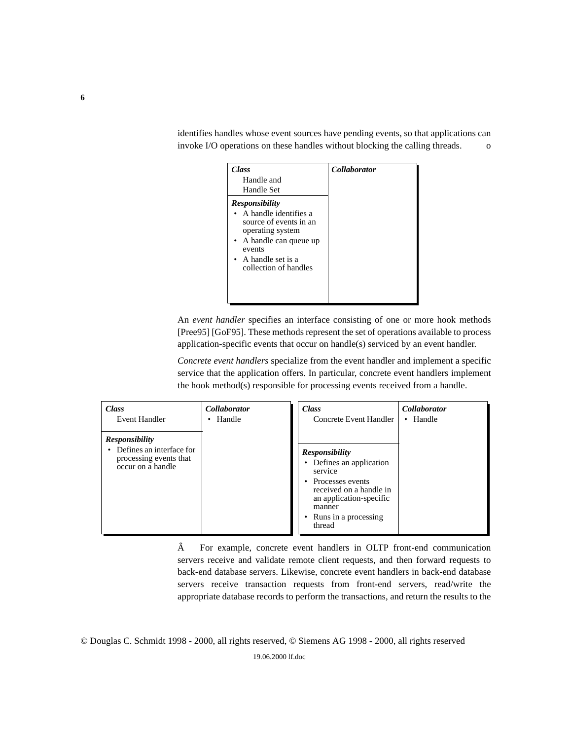identifies handles whose event sources have pending events, so that applications can invoke I/O operations on these handles without blocking the calling threads. o

| Class | Collaborator |
|---|---|
| Handle and Handle Set | |
| **Responsibility** | |
| • A handle identifies a source of events in an operating system<br>• A handle can queue up events<br>• A handle set is a collection of handles | |

An *event handler* specifies an interface consisting of one or more hook methods [Pree95] [GoF95]. These methods represent the set of operations available to process application-specific events that occur on handle(s) serviced by an event handler.

*Concrete event handlers* specialize from the event handler and implement a specific service that the application offers. In particular, concrete event handlers implement the hook method(s) responsible for processing events received from a handle.

| Class | Collaborator |
|---|---|
| Event Handler | • Handle |
| **Responsibility** | |
| • Defines an interface for processing events that occur on a handle | |

| Class | Collaborator |
|---|---|
| Concrete Event Handler | • Handle |
| **Responsibility** | |
| • Defines an application service<br>• Processes events received on a handle in an application-specific manner<br>• Runs in a processing thread | |

Â For example, concrete event handlers in OLTP front-end communication servers receive and validate remote client requests, and then forward requests to back-end database servers. Likewise, concrete event handlers in back-end database servers receive transaction requests from front-end servers, read/write the appropriate database records to perform the transactions, and return the results to the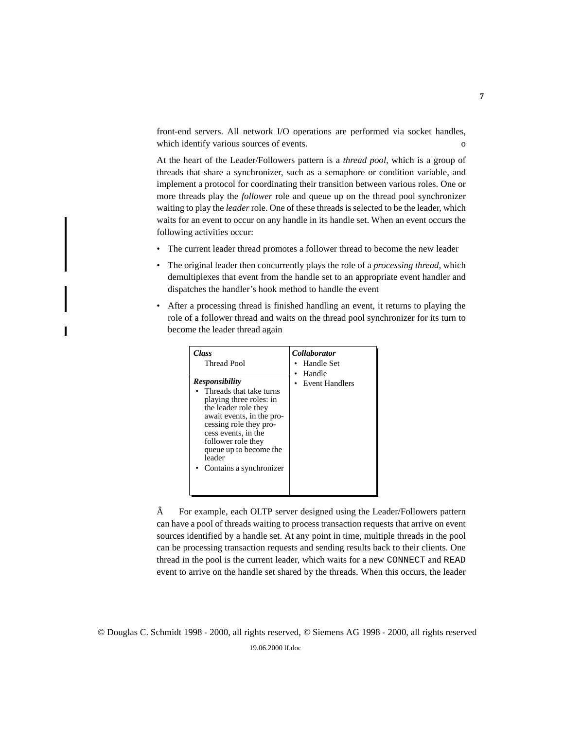front-end servers. All network I/O operations are performed via socket handles, which identify various sources of events. o

At the heart of the Leader/Followers pattern is a *thread pool*, which is a group of threads that share a synchronizer, such as a semaphore or condition variable, and implement a protocol for coordinating their transition between various roles. One or more threads play the *follower* role and queue up on the thread pool synchronizer waiting to play the *leader* role. One of these threads is selected to be the leader, which waits for an event to occur on any handle in its handle set. When an event occurs the following activities occur:

- The current leader thread promotes a follower thread to become the new leader
- The original leader then concurrently plays the role of a *processing thread*, which demultiplexes that event from the handle set to an appropriate event handler and dispatches the handler's hook method to handle the event
- After a processing thread is finished handling an event, it returns to playing the role of a follower thread and waits on the thread pool synchronizer for its turn to become the leader thread again

| ***Class*** Thread Pool | ***Collaborator*** |
| --- | --- |
| ***Responsibility***<br>• Threads that take turns playing three roles: in the leader role they await events, in the processing role they process events, in the follower role they queue up to become the leader<br>• Contains a synchronizer | • Handle Set<br>• Handle<br>• Event Handlers |

Â For example, each OLTP server designed using the Leader/Followers pattern can have a pool of threads waiting to process transaction requests that arrive on event sources identified by a handle set. At any point in time, multiple threads in the pool can be processing transaction requests and sending results back to their clients. One thread in the pool is the current leader, which waits for a new `CONNECT` and `READ` event to arrive on the handle set shared by the threads. When this occurs, the leader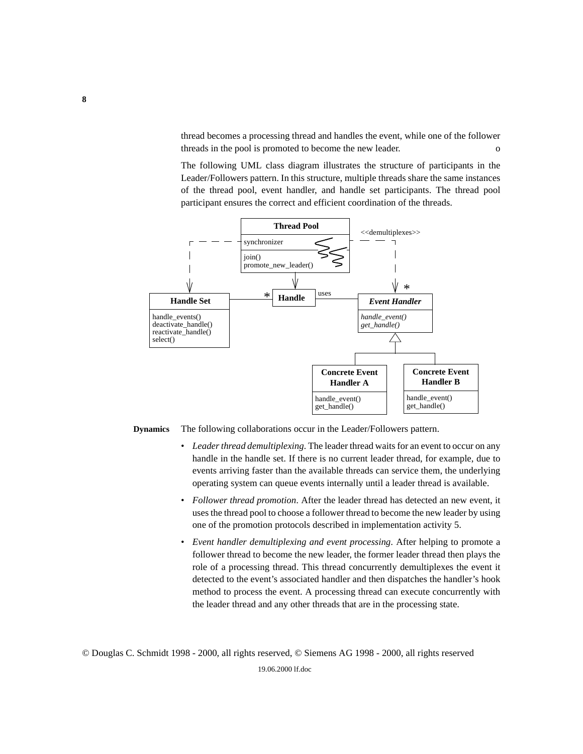thread becomes a processing thread and handles the event, while one of the follower threads in the pool is promoted to become the new leader. o

The following UML class diagram illustrates the structure of participants in the Leader/Followers pattern. In this structure, multiple threads share the same instances of the thread pool, event handler, and handle set participants. The thread pool participant ensures the correct and efficient coordination of the threads.

**Dynamics** The following collaborations occur in the Leader/Followers pattern.

- *Leader thread demultiplexing*. The leader thread waits for an event to occur on any handle in the handle set. If there is no current leader thread, for example, due to events arriving faster than the available threads can service them, the underlying operating system can queue events internally until a leader thread is available.
- *Follower thread promotion*. After the leader thread has detected an new event, it uses the thread pool to choose a follower thread to become the new leader by using one of the promotion protocols described in implementation activity 5.
- *Event handler demultiplexing and event processing*. After helping to promote a follower thread to become the new leader, the former leader thread then plays the role of a processing thread. This thread concurrently demultiplexes the event it detected to the event's associated handler and then dispatches the handler's hook method to process the event. A processing thread can execute concurrently with the leader thread and any other threads that are in the processing state.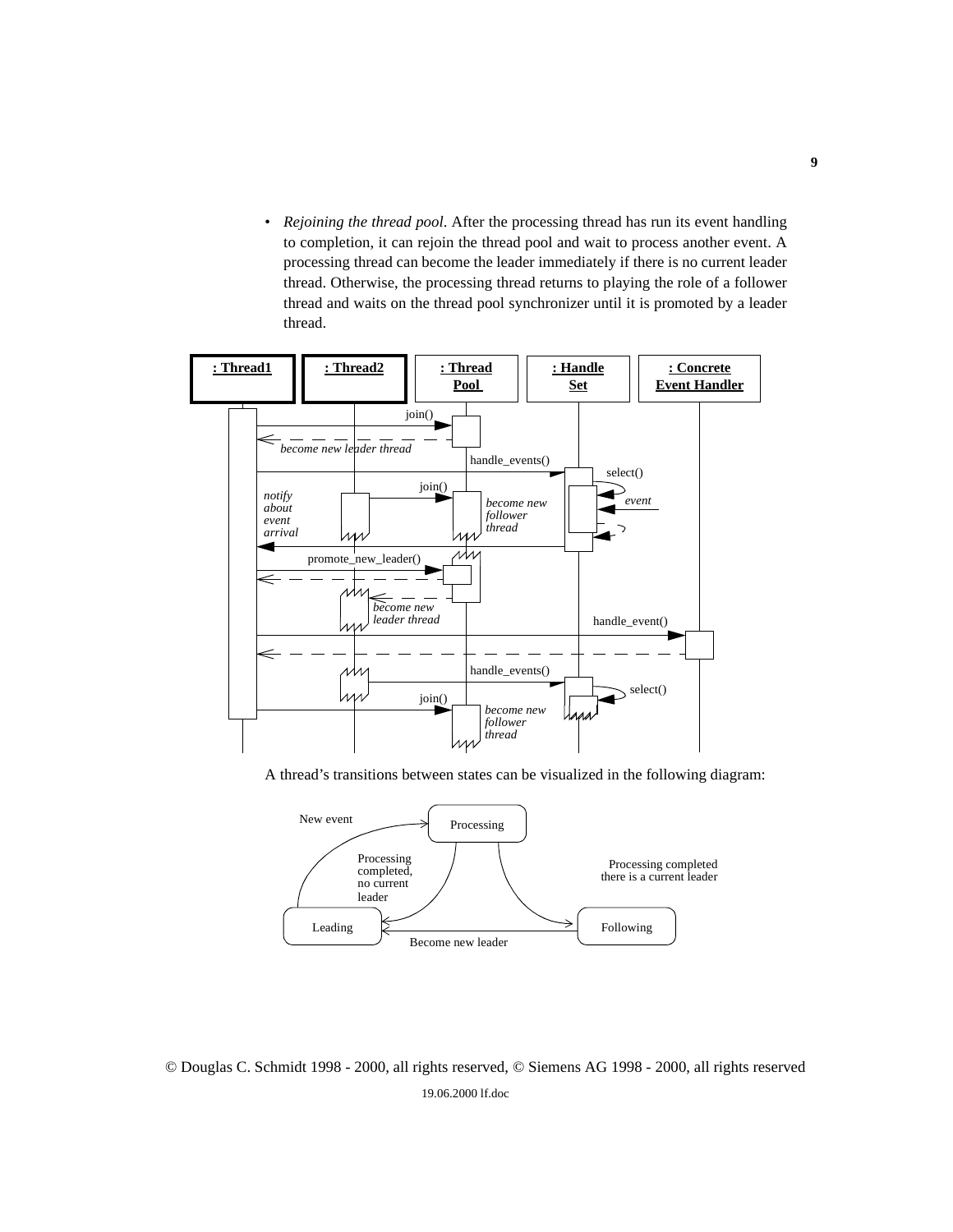- *Rejoining the thread pool*. After the processing thread has run its event handling to completion, it can rejoin the thread pool and wait to process another event. A processing thread can become the leader immediately if there is no current leader thread. Otherwise, the processing thread returns to playing the role of a follower thread and waits on the thread pool synchronizer until it is promoted by a leader thread.

A thread's transitions between states can be visualized in the following diagram:

© Douglas C. Schmidt 1998 - 2000, all rights reserved, © Siemens AG 1998 - 2000, all rights reserved

19.06.2000 lf.doc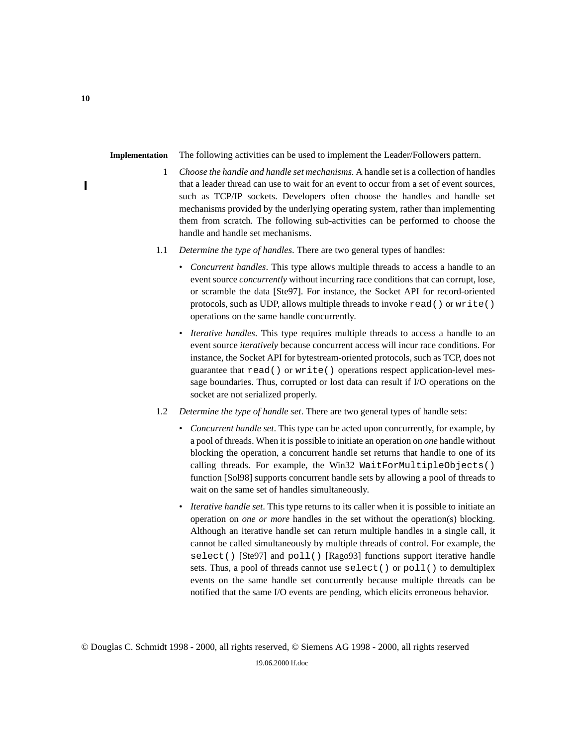**Implementation** The following activities can be used to implement the Leader/Followers pattern.

1 *Choose the handle and handle set mechanisms.* A handle set is a collection of handles that a leader thread can use to wait for an event to occur from a set of event sources, such as TCP/IP sockets. Developers often choose the handles and handle set mechanisms provided by the underlying operating system, rather than implementing them from scratch. The following sub-activities can be performed to choose the handle and handle set mechanisms.

1.1 *Determine the type of handles*. There are two general types of handles:

- *Concurrent handles*. This type allows multiple threads to access a handle to an event source *concurrently* without incurring race conditions that can corrupt, lose, or scramble the data [Ste97]. For instance, the Socket API for record-oriented protocols, such as UDP, allows multiple threads to invoke `read()` or `write()` operations on the same handle concurrently.
- *Iterative handles*. This type requires multiple threads to access a handle to an event source *iteratively* because concurrent access will incur race conditions. For instance, the Socket API for bytestream-oriented protocols, such as TCP, does not guarantee that `read()` or `write()` operations respect application-level message boundaries. Thus, corrupted or lost data can result if I/O operations on the socket are not serialized properly.

1.2 *Determine the type of handle set*. There are two general types of handle sets:

- *Concurrent handle set*. This type can be acted upon concurrently, for example, by a pool of threads. When it is possible to initiate an operation on *one* handle without blocking the operation, a concurrent handle set returns that handle to one of its calling threads. For example, the Win32 `WaitForMultipleObjects()` function [Sol98] supports concurrent handle sets by allowing a pool of threads to wait on the same set of handles simultaneously.
- *Iterative handle set*. This type returns to its caller when it is possible to initiate an operation on *one or more* handles in the set without the operation(s) blocking. Although an iterative handle set can return multiple handles in a single call, it cannot be called simultaneously by multiple threads of control. For example, the `select()` [Ste97] and `poll()` [Rago93] functions support iterative handle sets. Thus, a pool of threads cannot use `select()` or `poll()` to demultiplex events on the same handle set concurrently because multiple threads can be notified that the same I/O events are pending, which elicits erroneous behavior.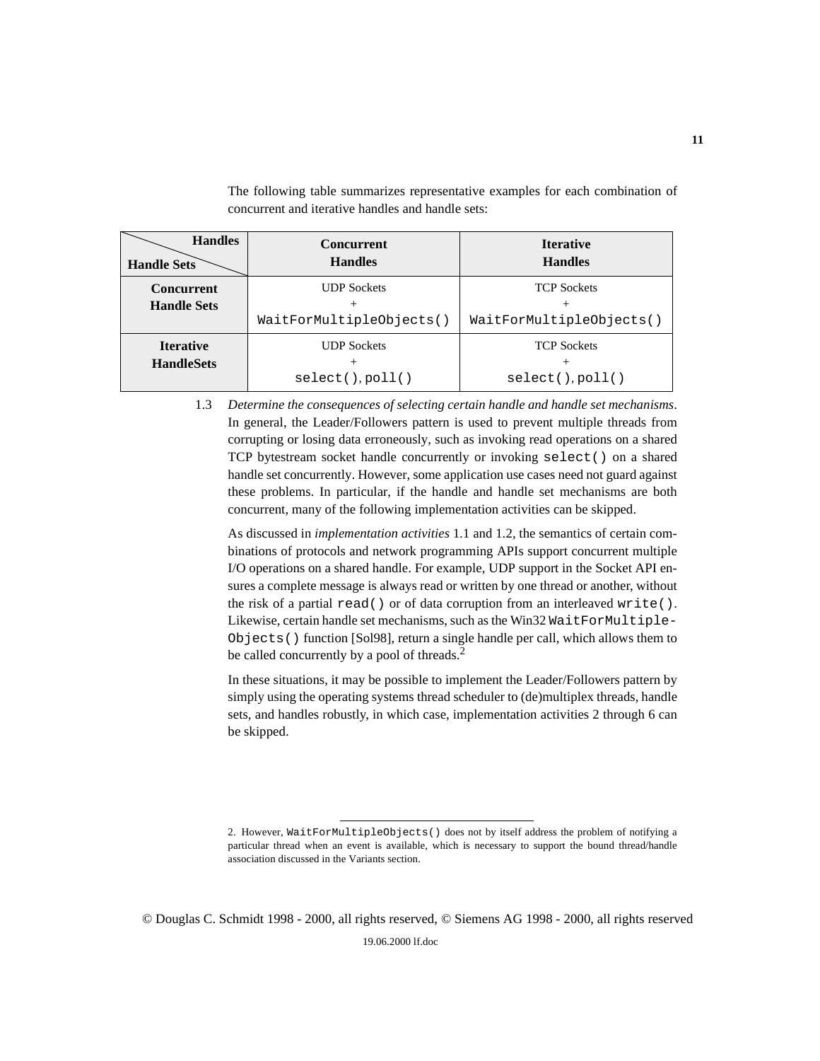The following table summarizes representative examples for each combination of concurrent and iterative handles and handle sets:

| Handles / Handle Sets | Concurrent Handles | Iterative Handles |
|---|---|---|
| **Concurrent Handle Sets** | UDP Sockets + `WaitForMultipleObjects()` | TCP Sockets + `WaitForMultipleObjects()` |
| **Iterative HandleSets** | UDP Sockets + `select()`, `poll()` | TCP Sockets + `select()`, `poll()` |

1.3 *Determine the consequences of selecting certain handle and handle set mechanisms*. In general, the Leader/Followers pattern is used to prevent multiple threads from corrupting or losing data erroneously, such as invoking read operations on a shared TCP bytestream socket handle concurrently or invoking `select()` on a shared handle set concurrently. However, some application use cases need not guard against these problems. In particular, if the handle and handle set mechanisms are both concurrent, many of the following implementation activities can be skipped.

As discussed in *implementation activities* 1.1 and 1.2, the semantics of certain combinations of protocols and network programming APIs support concurrent multiple I/O operations on a shared handle. For example, UDP support in the Socket API ensures a complete message is always read or written by one thread or another, without the risk of a partial `read()` or of data corruption from an interleaved `write()`. Likewise, certain handle set mechanisms, such as the Win32 `WaitForMultipleObjects()` function [Sol98], return a single handle per call, which allows them to be called concurrently by a pool of threads.[2]

In these situations, it may be possible to implement the Leader/Followers pattern by simply using the operating systems thread scheduler to (de)multiplex threads, handle sets, and handles robustly, in which case, implementation activities 2 through 6 can be skipped.

---

2. However, `WaitForMultipleObjects()` does not by itself address the problem of notifying a particular thread when an event is available, which is necessary to support the bound thread/handle association discussed in the Variants section.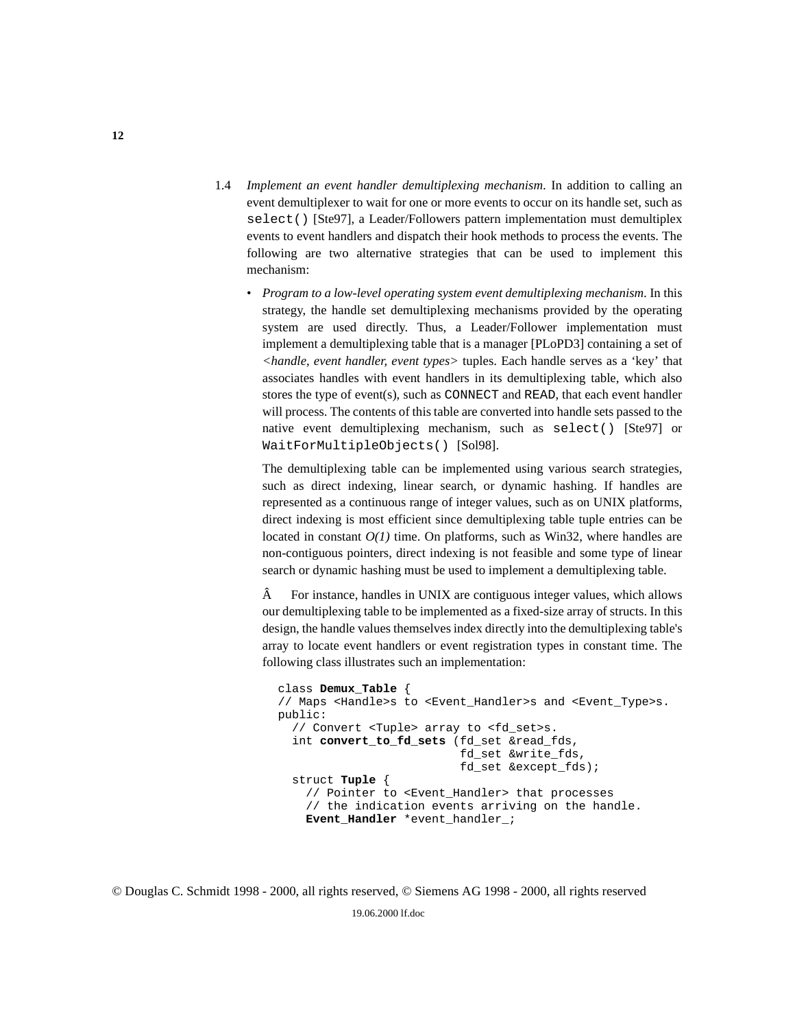1.4 *Implement an event handler demultiplexing mechanism*. In addition to calling an event demultiplexer to wait for one or more events to occur on its handle set, such as `select()` [Ste97], a Leader/Followers pattern implementation must demultiplex events to event handlers and dispatch their hook methods to process the events. The following are two alternative strategies that can be used to implement this mechanism:

- *Program to a low-level operating system event demultiplexing mechanism*. In this strategy, the handle set demultiplexing mechanisms provided by the operating system are used directly. Thus, a Leader/Follower implementation must implement a demultiplexing table that is a manager [PLoPD3] containing a set of *<handle, event handler, event types>* tuples. Each handle serves as a 'key' that associates handles with event handlers in its demultiplexing table, which also stores the type of event(s), such as `CONNECT` and `READ`, that each event handler will process. The contents of this table are converted into handle sets passed to the native event demultiplexing mechanism, such as `select()` [Ste97] or `WaitForMultipleObjects()` [Sol98].

  The demultiplexing table can be implemented using various search strategies, such as direct indexing, linear search, or dynamic hashing. If handles are represented as a continuous range of integer values, such as on UNIX platforms, direct indexing is most efficient since demultiplexing table tuple entries can be located in constant *O(1)* time. On platforms, such as Win32, where handles are non-contiguous pointers, direct indexing is not feasible and some type of linear search or dynamic hashing must be used to implement a demultiplexing table.

  Â For instance, handles in UNIX are contiguous integer values, which allows our demultiplexing table to be implemented as a fixed-size array of structs. In this design, the handle values themselves index directly into the demultiplexing table's array to locate event handlers or event registration types in constant time. The following class illustrates such an implementation:

```
class Demux_Table {
// Maps <Handle>s to <Event_Handler>s and <Event_Type>s.
public:
  // Convert <Tuple> array to <fd_set>s.
  int convert_to_fd_sets (fd_set &read_fds,
                          fd_set &write_fds,
                          fd_set &except_fds);
  struct Tuple {
    // Pointer to <Event_Handler> that processes
    // the indication events arriving on the handle.
    Event_Handler *event_handler_;
```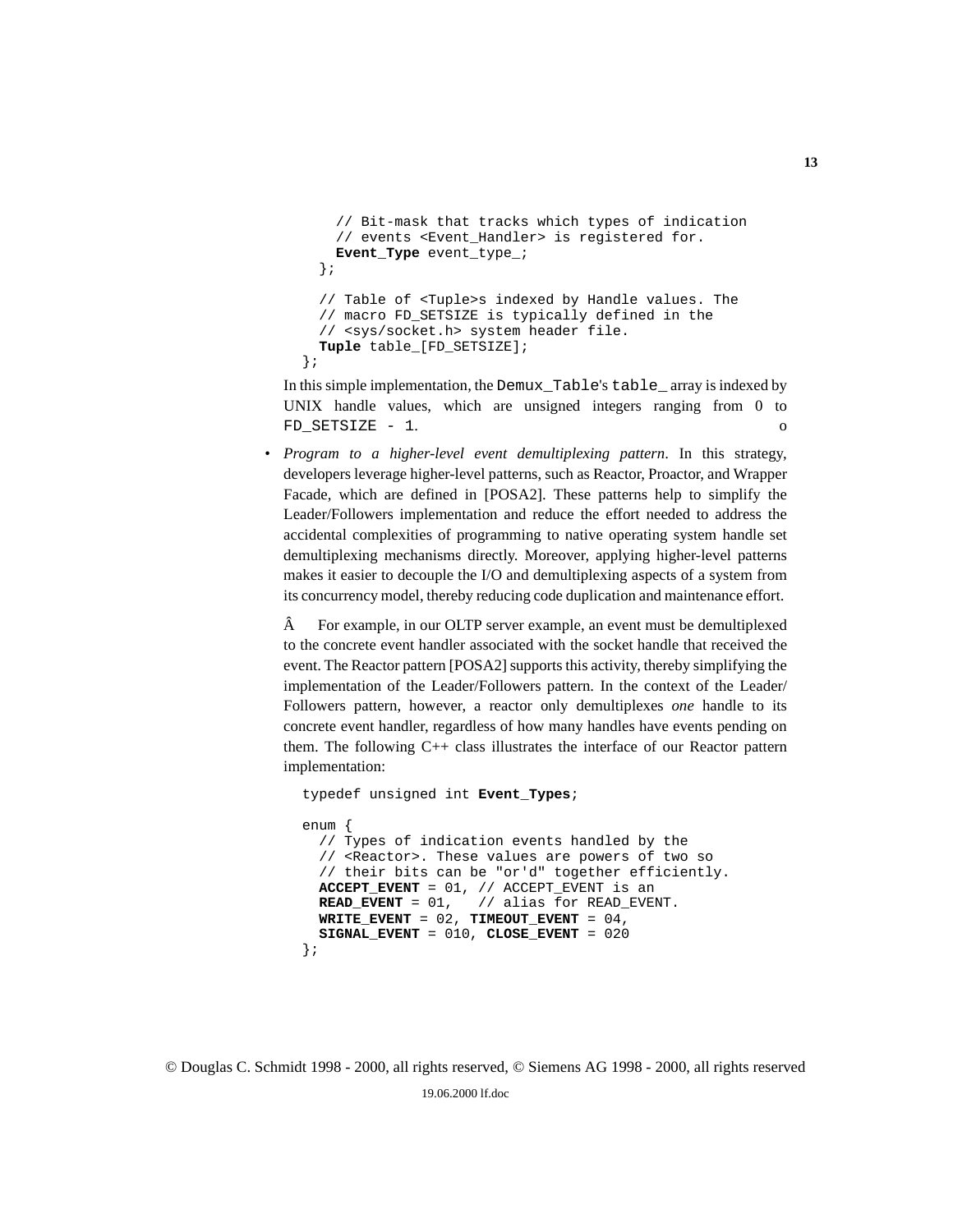```
    // Bit-mask that tracks which types of indication
    // events <Event_Handler> is registered for.
    Event_Type event_type_;
  };

  // Table of <Tuple>s indexed by Handle values. The
  // macro FD_SETSIZE is typically defined in the
  // <sys/socket.h> system header file.
  Tuple table_[FD_SETSIZE];
};
```

In this simple implementation, the `Demux_Table`'s `table_` array is indexed by UNIX handle values, which are unsigned integers ranging from 0 to `FD_SETSIZE - 1`. o

- *Program to a higher-level event demultiplexing pattern*. In this strategy, developers leverage higher-level patterns, such as Reactor, Proactor, and Wrapper Facade, which are defined in [POSA2]. These patterns help to simplify the Leader/Followers implementation and reduce the effort needed to address the accidental complexities of programming to native operating system handle set demultiplexing mechanisms directly. Moreover, applying higher-level patterns makes it easier to decouple the I/O and demultiplexing aspects of a system from its concurrency model, thereby reducing code duplication and maintenance effort.

  Â For example, in our OLTP server example, an event must be demultiplexed to the concrete event handler associated with the socket handle that received the event. The Reactor pattern [POSA2] supports this activity, thereby simplifying the implementation of the Leader/Followers pattern. In the context of the Leader/Followers pattern, however, a reactor only demultiplexes *one* handle to its concrete event handler, regardless of how many handles have events pending on them. The following C++ class illustrates the interface of our Reactor pattern implementation:

```
typedef unsigned int Event_Types;

enum {
  // Types of indication events handled by the
  // <Reactor>. These values are powers of two so
  // their bits can be "or'd" together efficiently.
  ACCEPT_EVENT = 01, // ACCEPT_EVENT is an
  READ_EVENT = 01,   // alias for READ_EVENT.
  WRITE_EVENT = 02, TIMEOUT_EVENT = 04,
  SIGNAL_EVENT = 010, CLOSE_EVENT = 020
};
```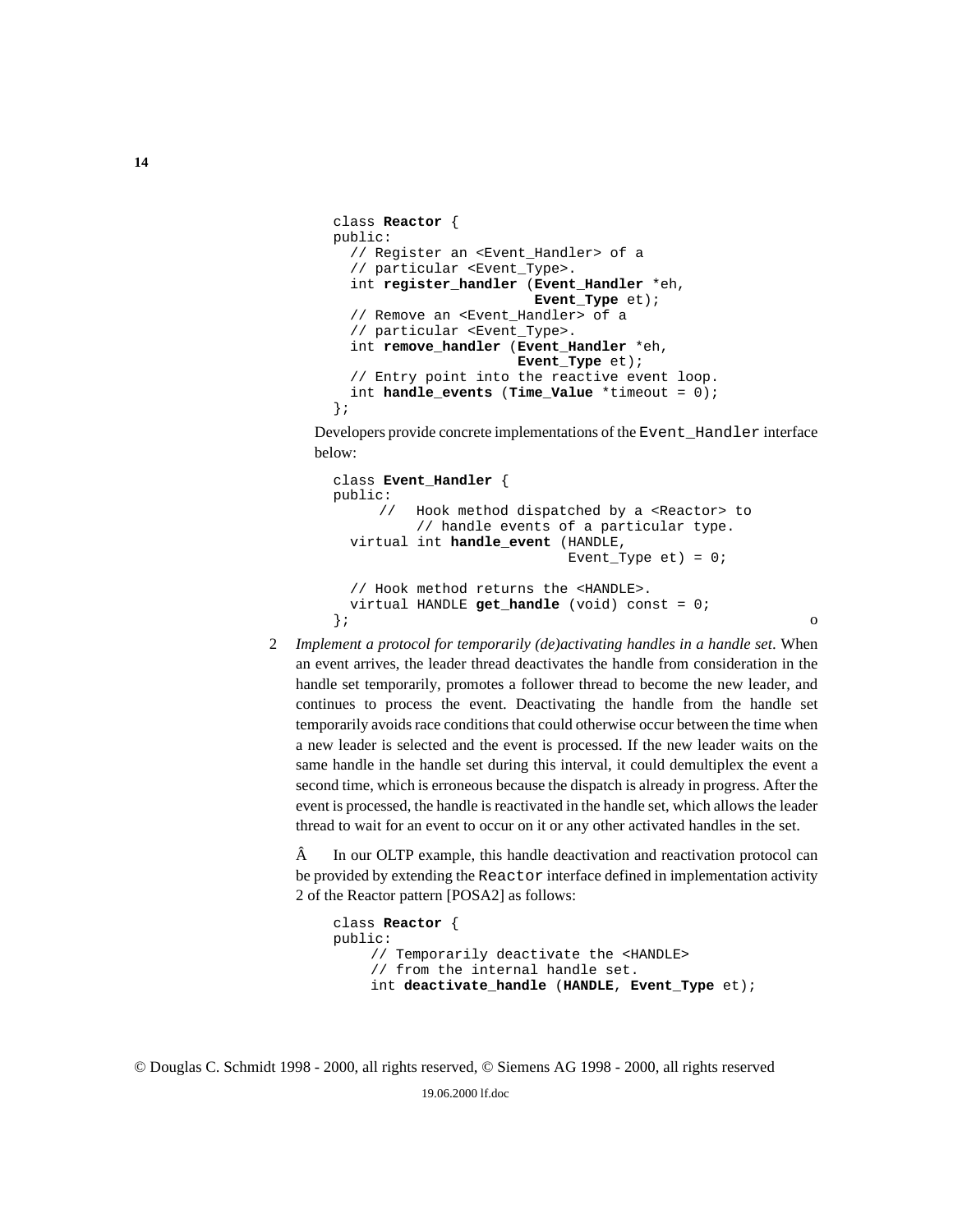```
class Reactor {
public:
  // Register an <Event_Handler> of a
  // particular <Event_Type>.
  int register_handler (Event_Handler *eh,
                        Event_Type et);
  // Remove an <Event_Handler> of a
  // particular <Event_Type>.
  int remove_handler (Event_Handler *eh,
                      Event_Type et);
  // Entry point into the reactive event loop.
  int handle_events (Time_Value *timeout = 0);
};
```

Developers provide concrete implementations of the Event_Handler interface below:

```
class Event_Handler {
public:
     //  Hook method dispatched by a <Reactor> to
         // handle events of a particular type.
  virtual int handle_event (HANDLE,
                            Event_Type et) = 0;

  // Hook method returns the <HANDLE>.
  virtual HANDLE get_handle (void) const = 0;
};
```

o

2 *Implement a protocol for temporarily (de)activating handles in a handle set*. When an event arrives, the leader thread deactivates the handle from consideration in the handle set temporarily, promotes a follower thread to become the new leader, and continues to process the event. Deactivating the handle from the handle set temporarily avoids race conditions that could otherwise occur between the time when a new leader is selected and the event is processed. If the new leader waits on the same handle in the handle set during this interval, it could demultiplex the event a second time, which is erroneous because the dispatch is already in progress. After the event is processed, the handle is reactivated in the handle set, which allows the leader thread to wait for an event to occur on it or any other activated handles in the set.

Â In our OLTP example, this handle deactivation and reactivation protocol can be provided by extending the Reactor interface defined in implementation activity 2 of the Reactor pattern [POSA2] as follows:

```
class Reactor {
public:
    // Temporarily deactivate the <HANDLE>
    // from the internal handle set.
    int deactivate_handle (HANDLE, Event_Type et);
```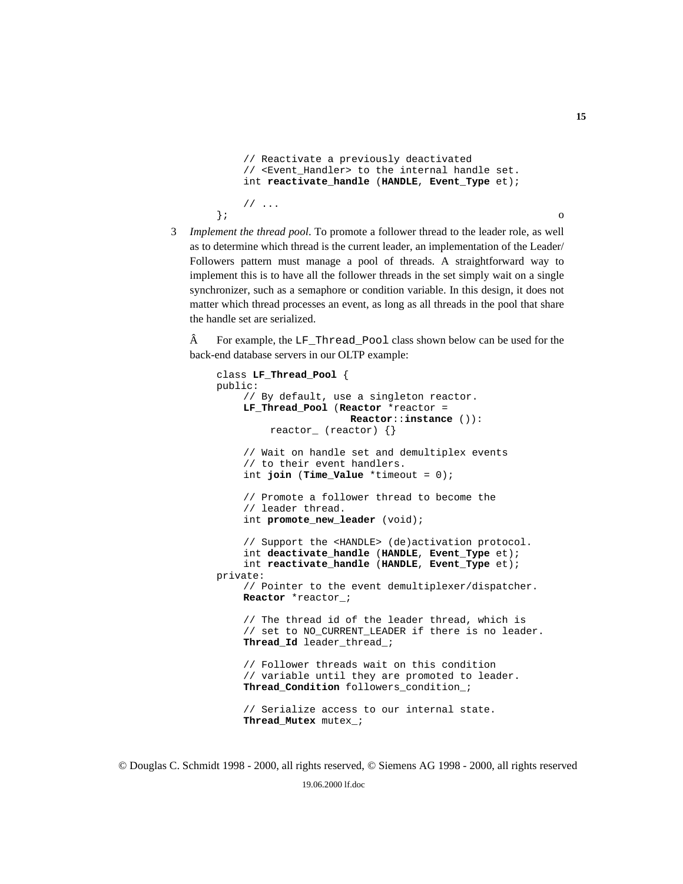```
        // Reactivate a previously deactivated
        // <Event_Handler> to the internal handle set.
        int reactivate_handle (HANDLE, Event_Type et);

        // ...
    };
```
o

3 *Implement the thread pool*. To promote a follower thread to the leader role, as well as to determine which thread is the current leader, an implementation of the Leader/Followers pattern must manage a pool of threads. A straightforward way to implement this is to have all the follower threads in the set simply wait on a single synchronizer, such as a semaphore or condition variable. In this design, it does not matter which thread processes an event, as long as all threads in the pool that share the handle set are serialized.

   Â For example, the `LF_Thread_Pool` class shown below can be used for the back-end database servers in our OLTP example:

```
    class LF_Thread_Pool {
    public:
        // By default, use a singleton reactor.
        LF_Thread_Pool (Reactor *reactor =
                        Reactor::instance ()):
            reactor_ (reactor) {}

        // Wait on handle set and demultiplex events
        // to their event handlers.
        int join (Time_Value *timeout = 0);

        // Promote a follower thread to become the
        // leader thread.
        int promote_new_leader (void);

        // Support the <HANDLE> (de)activation protocol.
        int deactivate_handle (HANDLE, Event_Type et);
        int reactivate_handle (HANDLE, Event_Type et);
    private:
        // Pointer to the event demultiplexer/dispatcher.
        Reactor *reactor_;

        // The thread id of the leader thread, which is
        // set to NO_CURRENT_LEADER if there is no leader.
        Thread_Id leader_thread_;

        // Follower threads wait on this condition
        // variable until they are promoted to leader.
        Thread_Condition followers_condition_;

        // Serialize access to our internal state.
        Thread_Mutex mutex_;
```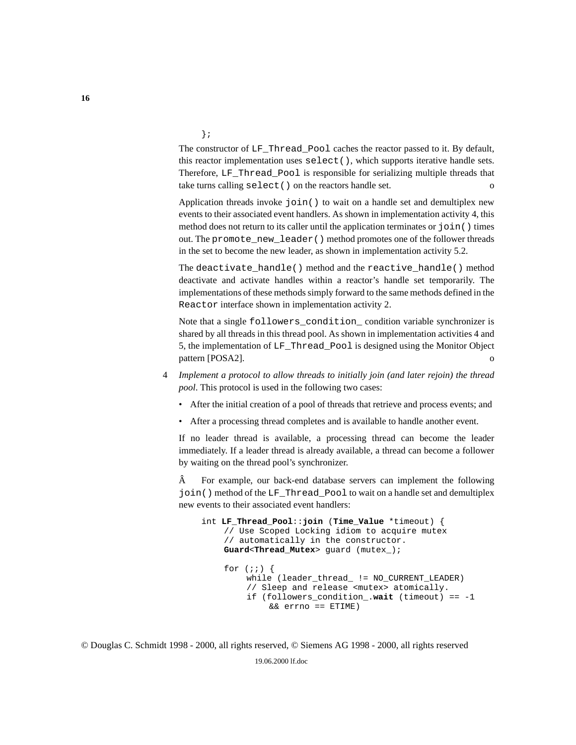```
};
```

The constructor of `LF_Thread_Pool` caches the reactor passed to it. By default, this reactor implementation uses `select()`, which supports iterative handle sets. Therefore, `LF_Thread_Pool` is responsible for serializing multiple threads that take turns calling `select()` on the reactors handle set. o

Application threads invoke `join()` to wait on a handle set and demultiplex new events to their associated event handlers. As shown in implementation activity 4, this method does not return to its caller until the application terminates or `join()` times out. The `promote_new_leader()` method promotes one of the follower threads in the set to become the new leader, as shown in implementation activity 5.2.

The `deactivate_handle()` method and the `reactive_handle()` method deactivate and activate handles within a reactor's handle set temporarily. The implementations of these methods simply forward to the same methods defined in the `Reactor` interface shown in implementation activity 2.

Note that a single `followers_condition_` condition variable synchronizer is shared by all threads in this thread pool. As shown in implementation activities 4 and 5, the implementation of `LF_Thread_Pool` is designed using the Monitor Object pattern [POSA2]. o

4 *Implement a protocol to allow threads to initially join (and later rejoin) the thread pool*. This protocol is used in the following two cases:

- After the initial creation of a pool of threads that retrieve and process events; and
- After a processing thread completes and is available to handle another event.

If no leader thread is available, a processing thread can become the leader immediately. If a leader thread is already available, a thread can become a follower by waiting on the thread pool's synchronizer.

Â For example, our back-end database servers can implement the following `join()` method of the `LF_Thread_Pool` to wait on a handle set and demultiplex new events to their associated event handlers:

```
int LF_Thread_Pool::join (Time_Value *timeout) {
    // Use Scoped Locking idiom to acquire mutex
    // automatically in the constructor.
    Guard<Thread_Mutex> guard (mutex_);

    for (;;) {
        while (leader_thread_ != NO_CURRENT_LEADER)
        // Sleep and release <mutex> atomically.
        if (followers_condition_.wait (timeout) == -1
            && errno == ETIME)
```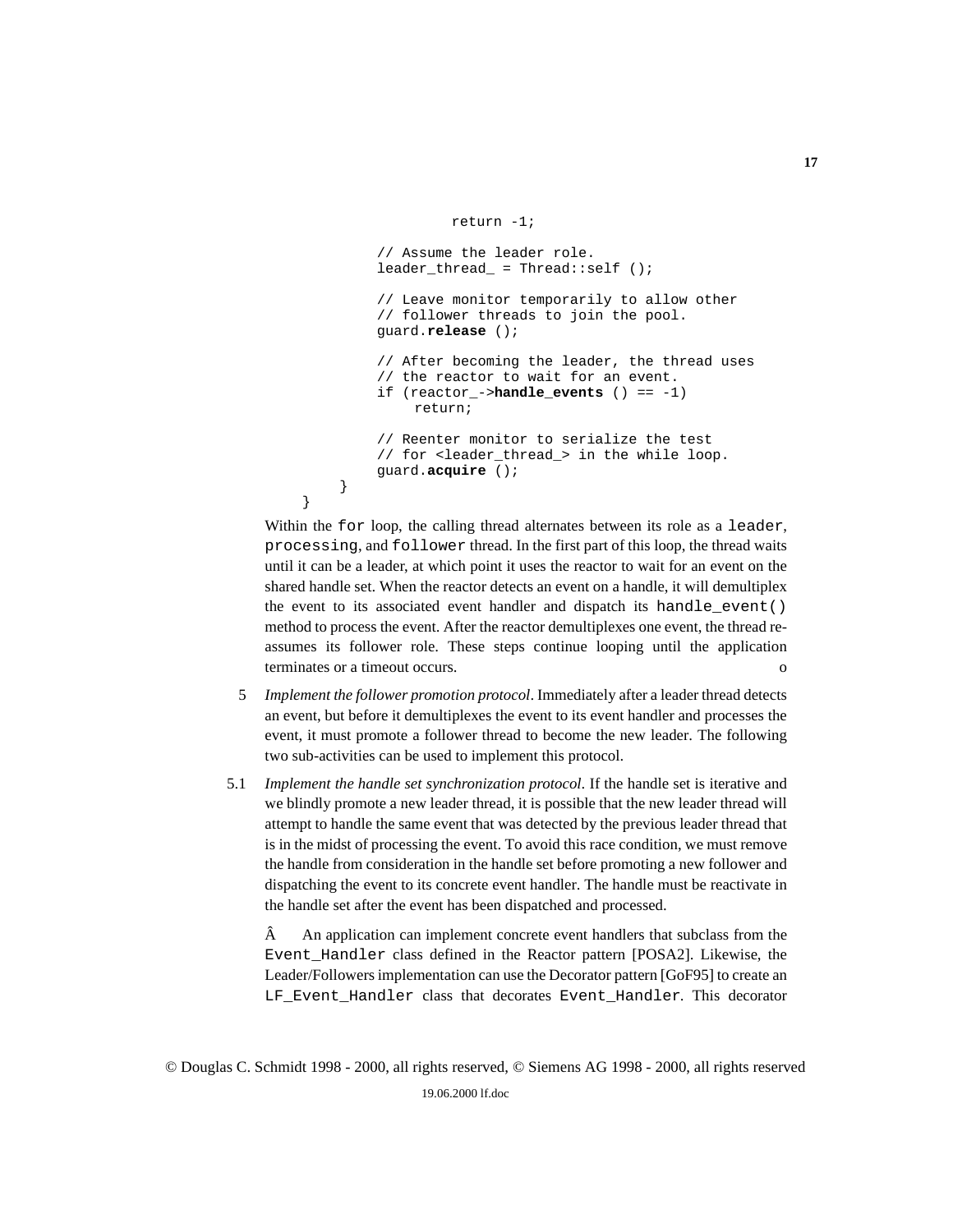```
                return -1;

            // Assume the leader role.
            leader_thread_ = Thread::self ();

            // Leave monitor temporarily to allow other
            // follower threads to join the pool.
            guard.release ();

            // After becoming the leader, the thread uses
            // the reactor to wait for an event.
            if (reactor_->handle_events () == -1)
                return;

            // Reenter monitor to serialize the test
            // for <leader_thread_> in the while loop.
            guard.acquire ();
        }
    }
```

Within the `for` loop, the calling thread alternates between its role as a `leader`, `processing`, and `follower` thread. In the first part of this loop, the thread waits until it can be a leader, at which point it uses the reactor to wait for an event on the shared handle set. When the reactor detects an event on a handle, it will demultiplex the event to its associated event handler and dispatch its `handle_event()` method to process the event. After the reactor demultiplexes one event, the thread re-assumes its follower role. These steps continue looping until the application terminates or a timeout occurs. o

5 *Implement the follower promotion protocol*. Immediately after a leader thread detects an event, but before it demultiplexes the event to its event handler and processes the event, it must promote a follower thread to become the new leader. The following two sub-activities can be used to implement this protocol.

5.1 *Implement the handle set synchronization protocol*. If the handle set is iterative and we blindly promote a new leader thread, it is possible that the new leader thread will attempt to handle the same event that was detected by the previous leader thread that is in the midst of processing the event. To avoid this race condition, we must remove the handle from consideration in the handle set before promoting a new follower and dispatching the event to its concrete event handler. The handle must be reactivate in the handle set after the event has been dispatched and processed.

Â An application can implement concrete event handlers that subclass from the `Event_Handler` class defined in the Reactor pattern [POSA2]. Likewise, the Leader/Followers implementation can use the Decorator pattern [GoF95] to create an `LF_Event_Handler` class that decorates `Event_Handler`. This decorator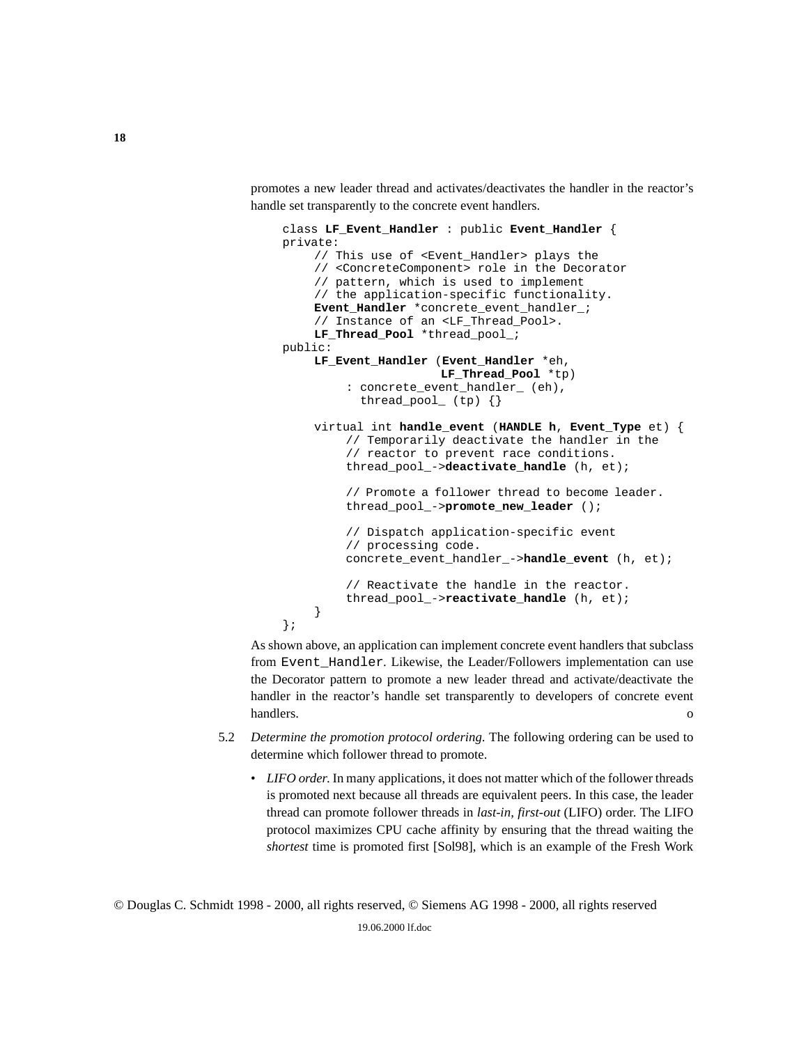promotes a new leader thread and activates/deactivates the handler in the reactor's handle set transparently to the concrete event handlers.

```
class LF_Event_Handler : public Event_Handler {
private:
    // This use of <Event_Handler> plays the
    // <ConcreteComponent> role in the Decorator
    // pattern, which is used to implement
    // the application-specific functionality.
    Event_Handler *concrete_event_handler_;
    // Instance of an <LF_Thread_Pool>.
    LF_Thread_Pool *thread_pool_;
public:
    LF_Event_Handler (Event_Handler *eh,
                      LF_Thread_Pool *tp)
        : concrete_event_handler_ (eh),
          thread_pool_ (tp) {}

    virtual int handle_event (HANDLE h, Event_Type et) {
        // Temporarily deactivate the handler in the
        // reactor to prevent race conditions.
        thread_pool_->deactivate_handle (h, et);

        // Promote a follower thread to become leader.
        thread_pool_->promote_new_leader ();

        // Dispatch application-specific event
        // processing code.
        concrete_event_handler_->handle_event (h, et);

        // Reactivate the handle in the reactor.
        thread_pool_->reactivate_handle (h, et);
    }
};
```

As shown above, an application can implement concrete event handlers that subclass from `Event_Handler`. Likewise, the Leader/Followers implementation can use the Decorator pattern to promote a new leader thread and activate/deactivate the handler in the reactor's handle set transparently to developers of concrete event handlers. o

5.2 *Determine the promotion protocol ordering.* The following ordering can be used to determine which follower thread to promote.

- *LIFO order.* In many applications, it does not matter which of the follower threads is promoted next because all threads are equivalent peers. In this case, the leader thread can promote follower threads in *last-in, first-out* (LIFO) order. The LIFO protocol maximizes CPU cache affinity by ensuring that the thread waiting the *shortest* time is promoted first [Sol98], which is an example of the Fresh Work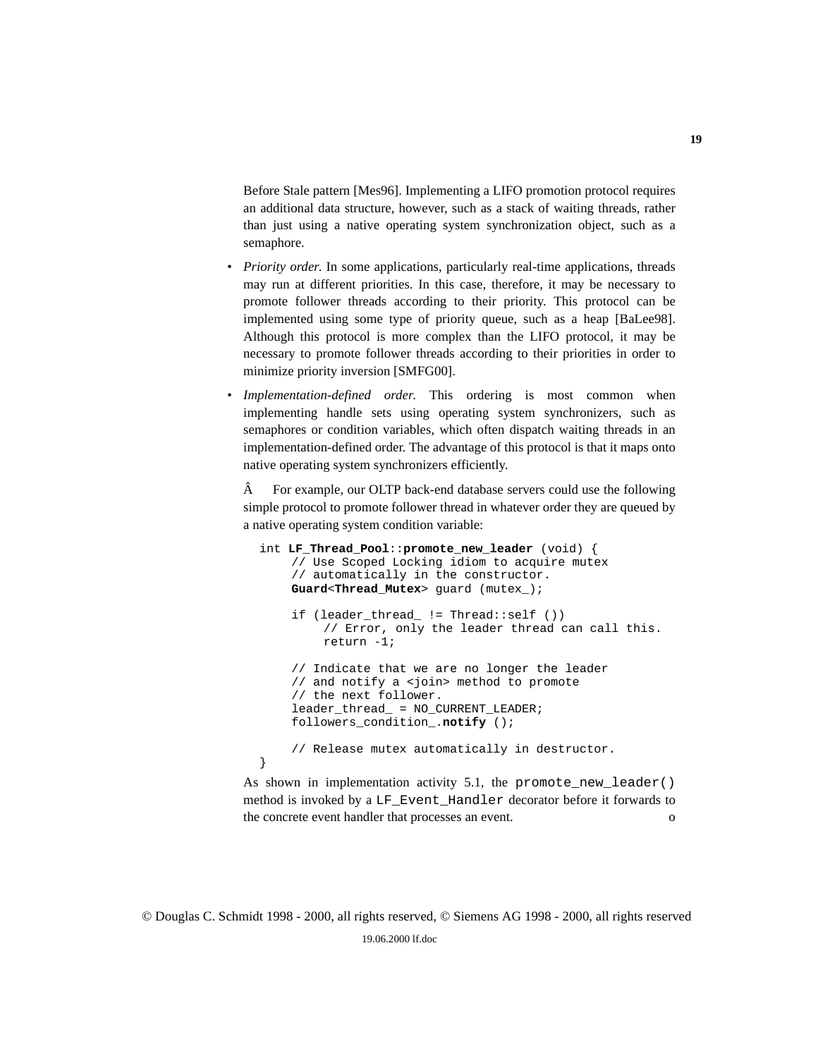Before Stale pattern [Mes96]. Implementing a LIFO promotion protocol requires an additional data structure, however, such as a stack of waiting threads, rather than just using a native operating system synchronization object, such as a semaphore.

- *Priority order.* In some applications, particularly real-time applications, threads may run at different priorities. In this case, therefore, it may be necessary to promote follower threads according to their priority. This protocol can be implemented using some type of priority queue, such as a heap [BaLee98]. Although this protocol is more complex than the LIFO protocol, it may be necessary to promote follower threads according to their priorities in order to minimize priority inversion [SMFG00].
- *Implementation-defined order.* This ordering is most common when implementing handle sets using operating system synchronizers, such as semaphores or condition variables, which often dispatch waiting threads in an implementation-defined order. The advantage of this protocol is that it maps onto native operating system synchronizers efficiently.

  Â For example, our OLTP back-end database servers could use the following simple protocol to promote follower thread in whatever order they are queued by a native operating system condition variable:

```
int LF_Thread_Pool::promote_new_leader (void) {
    // Use Scoped Locking idiom to acquire mutex
    // automatically in the constructor.
    Guard<Thread_Mutex> guard (mutex_);

    if (leader_thread_ != Thread::self ())
        // Error, only the leader thread can call this.
        return -1;

    // Indicate that we are no longer the leader
    // and notify a <join> method to promote
    // the next follower.
    leader_thread_ = NO_CURRENT_LEADER;
    followers_condition_.notify ();

    // Release mutex automatically in destructor.
}
```

  As shown in implementation activity 5.1, the `promote_new_leader()` method is invoked by a `LF_Event_Handler` decorator before it forwards to the concrete event handler that processes an event. o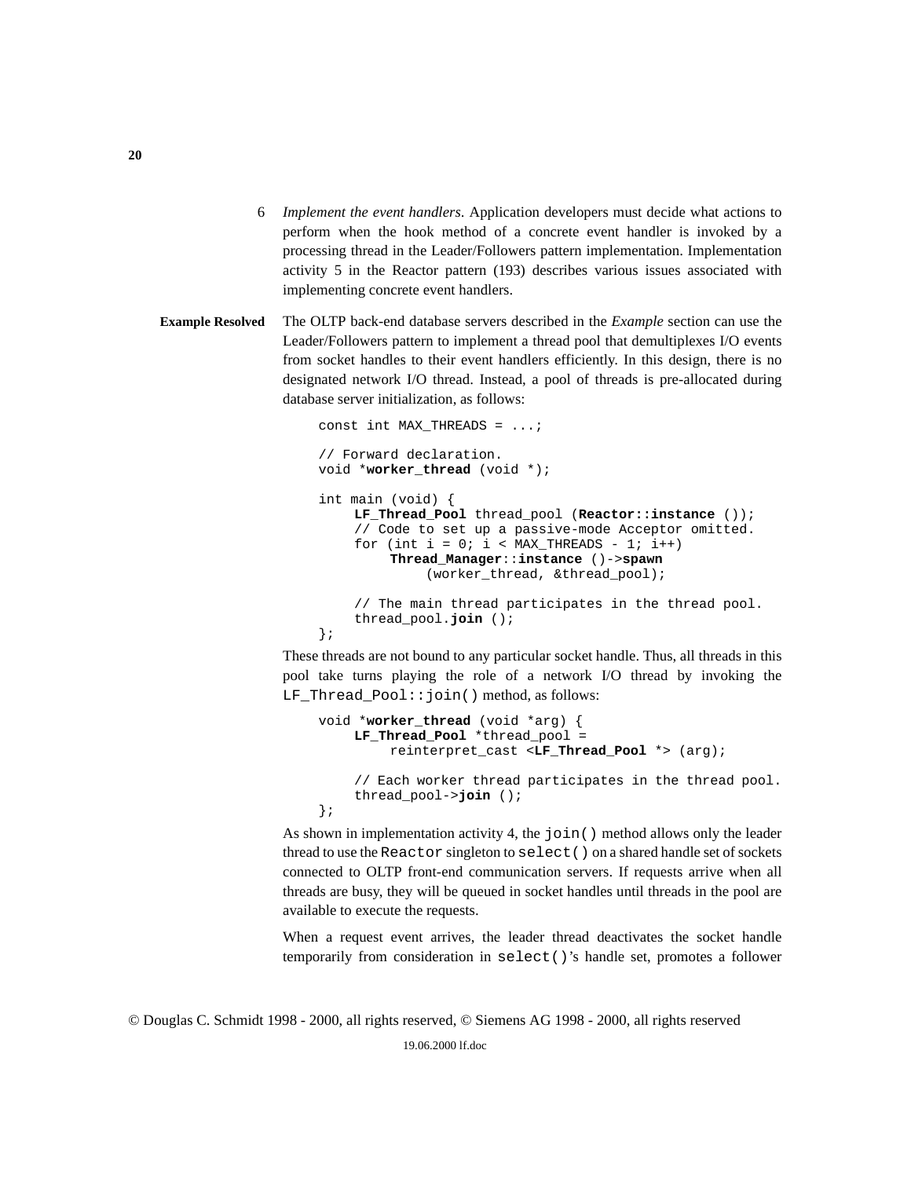6 *Implement the event handlers*. Application developers must decide what actions to perform when the hook method of a concrete event handler is invoked by a processing thread in the Leader/Followers pattern implementation. Implementation activity 5 in the Reactor pattern (193) describes various issues associated with implementing concrete event handlers.

**Example Resolved** The OLTP back-end database servers described in the *Example* section can use the Leader/Followers pattern to implement a thread pool that demultiplexes I/O events from socket handles to their event handlers efficiently. In this design, there is no designated network I/O thread. Instead, a pool of threads is pre-allocated during database server initialization, as follows:

```
const int MAX_THREADS = ...;

// Forward declaration.
void *worker_thread (void *);

int main (void) {
     LF_Thread_Pool thread_pool (Reactor::instance ());
     // Code to set up a passive-mode Acceptor omitted.
     for (int i = 0; i < MAX_THREADS - 1; i++)
          Thread_Manager::instance ()->spawn
               (worker_thread, &thread_pool);

     // The main thread participates in the thread pool.
     thread_pool.join ();
};
```

These threads are not bound to any particular socket handle. Thus, all threads in this pool take turns playing the role of a network I/O thread by invoking the `LF_Thread_Pool::join()` method, as follows:

```
void *worker_thread (void *arg) {
     LF_Thread_Pool *thread_pool =
          reinterpret_cast <LF_Thread_Pool *> (arg);

     // Each worker thread participates in the thread pool.
     thread_pool->join ();
};
```

As shown in implementation activity 4, the `join()` method allows only the leader thread to use the `Reactor` singleton to `select()` on a shared handle set of sockets connected to OLTP front-end communication servers. If requests arrive when all threads are busy, they will be queued in socket handles until threads in the pool are available to execute the requests.

When a request event arrives, the leader thread deactivates the socket handle temporarily from consideration in `select()`'s handle set, promotes a follower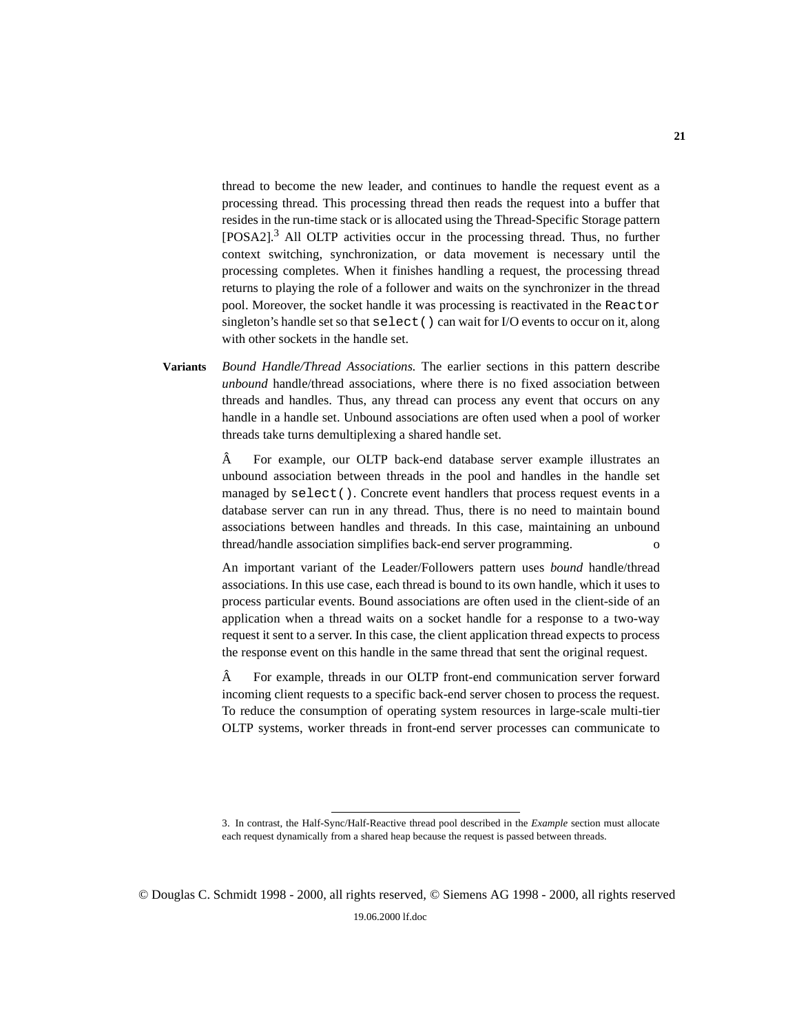thread to become the new leader, and continues to handle the request event as a processing thread. This processing thread then reads the request into a buffer that resides in the run-time stack or is allocated using the Thread-Specific Storage pattern [POSA2].[3] All OLTP activities occur in the processing thread. Thus, no further context switching, synchronization, or data movement is necessary until the processing completes. When it finishes handling a request, the processing thread returns to playing the role of a follower and waits on the synchronizer in the thread pool. Moreover, the socket handle it was processing is reactivated in the `Reactor` singleton's handle set so that `select()` can wait for I/O events to occur on it, along with other sockets in the handle set.

**Variants** *Bound Handle/Thread Associations.* The earlier sections in this pattern describe *unbound* handle/thread associations, where there is no fixed association between threads and handles. Thus, any thread can process any event that occurs on any handle in a handle set. Unbound associations are often used when a pool of worker threads take turns demultiplexing a shared handle set.

Â For example, our OLTP back-end database server example illustrates an unbound association between threads in the pool and handles in the handle set managed by `select()`. Concrete event handlers that process request events in a database server can run in any thread. Thus, there is no need to maintain bound associations between handles and threads. In this case, maintaining an unbound thread/handle association simplifies back-end server programming. o

An important variant of the Leader/Followers pattern uses *bound* handle/thread associations. In this use case, each thread is bound to its own handle, which it uses to process particular events. Bound associations are often used in the client-side of an application when a thread waits on a socket handle for a response to a two-way request it sent to a server. In this case, the client application thread expects to process the response event on this handle in the same thread that sent the original request.

Â For example, threads in our OLTP front-end communication server forward incoming client requests to a specific back-end server chosen to process the request. To reduce the consumption of operating system resources in large-scale multi-tier OLTP systems, worker threads in front-end server processes can communicate to

---

3. In contrast, the Half-Sync/Half-Reactive thread pool described in the *Example* section must allocate each request dynamically from a shared heap because the request is passed between threads.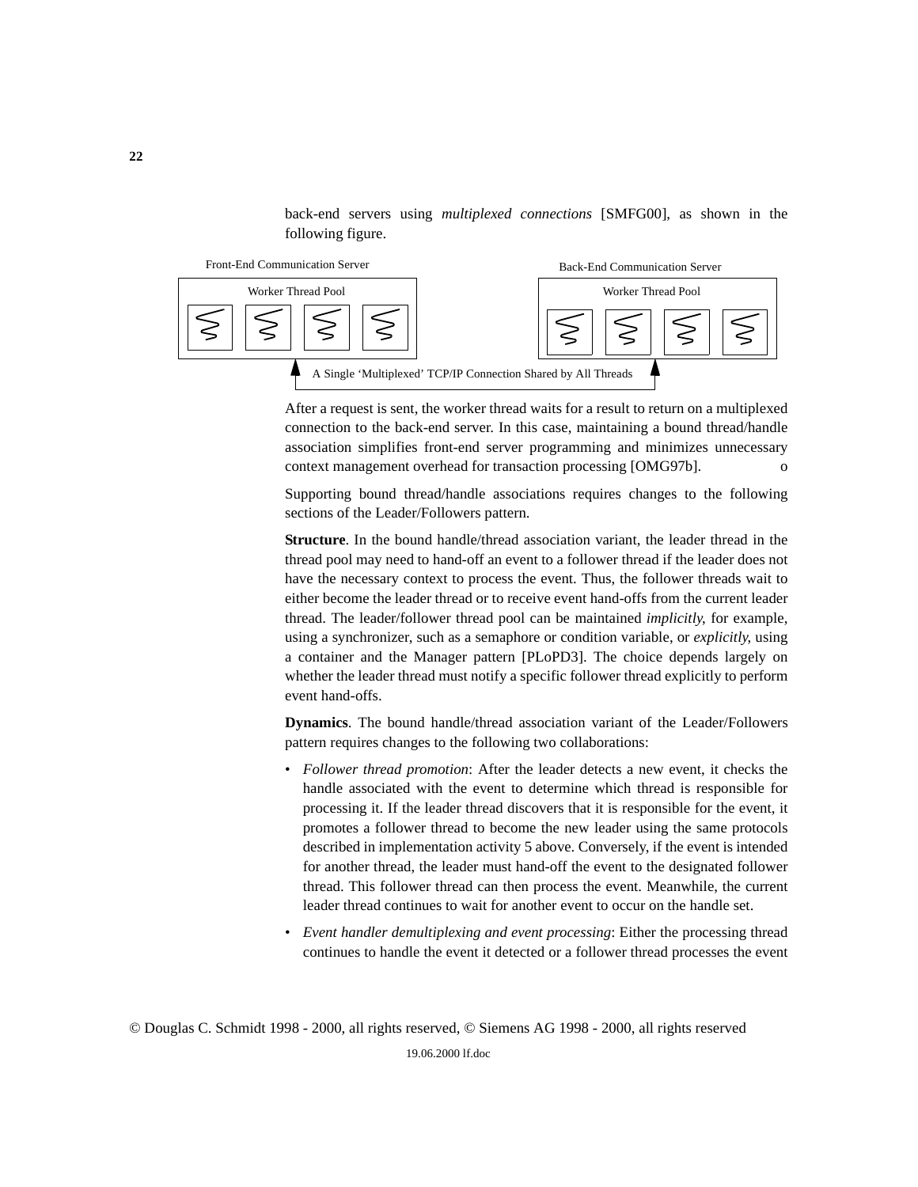back-end servers using *multiplexed connections* [SMFG00], as shown in the following figure.

Front-End Communication Server — Worker Thread Pool

Back-End Communication Server — Worker Thread Pool

A Single 'Multiplexed' TCP/IP Connection Shared by All Threads

After a request is sent, the worker thread waits for a result to return on a multiplexed connection to the back-end server. In this case, maintaining a bound thread/handle association simplifies front-end server programming and minimizes unnecessary context management overhead for transaction processing [OMG97b]. o

Supporting bound thread/handle associations requires changes to the following sections of the Leader/Followers pattern.

**Structure**. In the bound handle/thread association variant, the leader thread in the thread pool may need to hand-off an event to a follower thread if the leader does not have the necessary context to process the event. Thus, the follower threads wait to either become the leader thread or to receive event hand-offs from the current leader thread. The leader/follower thread pool can be maintained *implicitly*, for example, using a synchronizer, such as a semaphore or condition variable, or *explicitly*, using a container and the Manager pattern [PLoPD3]. The choice depends largely on whether the leader thread must notify a specific follower thread explicitly to perform event hand-offs.

**Dynamics**. The bound handle/thread association variant of the Leader/Followers pattern requires changes to the following two collaborations:

- *Follower thread promotion*: After the leader detects a new event, it checks the handle associated with the event to determine which thread is responsible for processing it. If the leader thread discovers that it is responsible for the event, it promotes a follower thread to become the new leader using the same protocols described in implementation activity 5 above. Conversely, if the event is intended for another thread, the leader must hand-off the event to the designated follower thread. This follower thread can then process the event. Meanwhile, the current leader thread continues to wait for another event to occur on the handle set.
- *Event handler demultiplexing and event processing*: Either the processing thread continues to handle the event it detected or a follower thread processes the event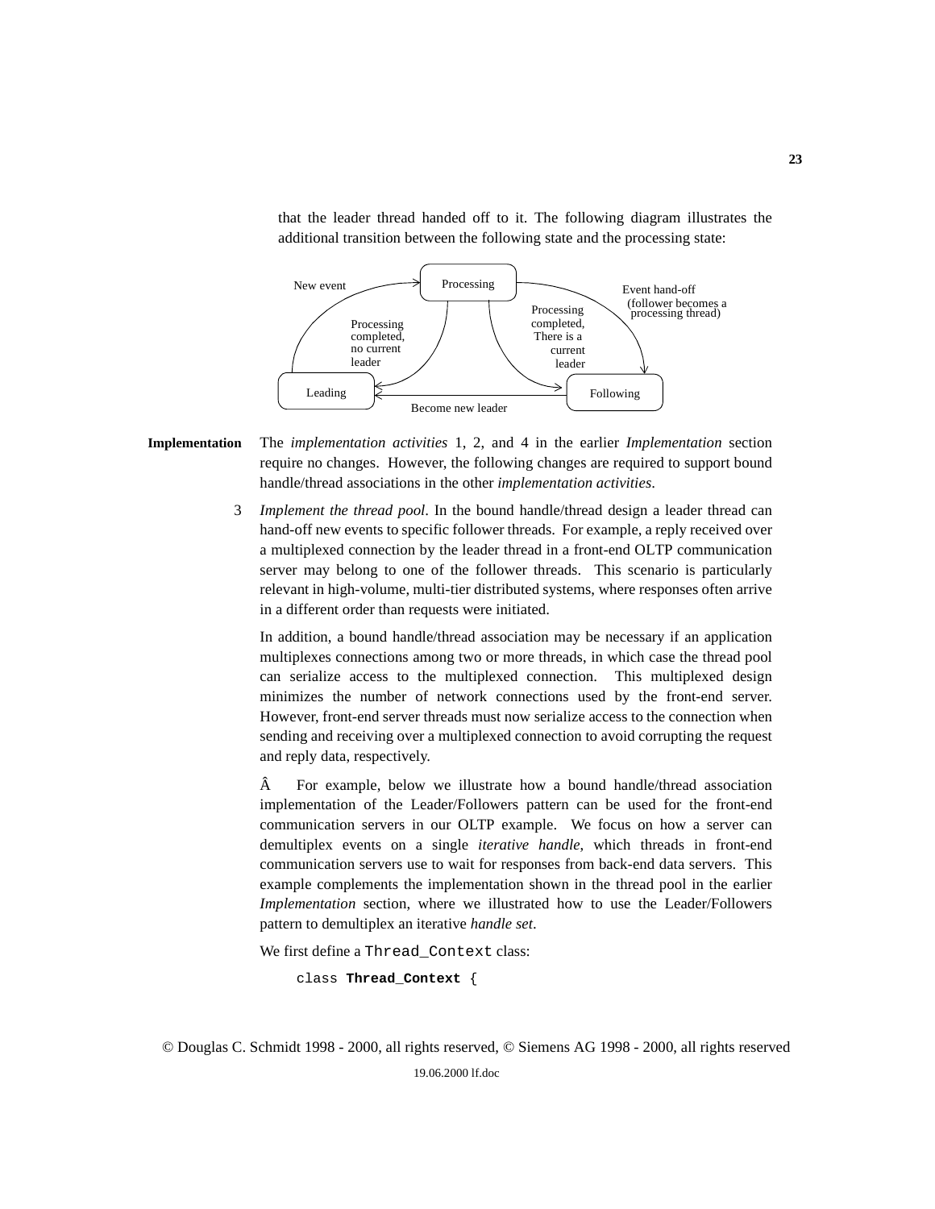that the leader thread handed off to it. The following diagram illustrates the additional transition between the following state and the processing state:

**Implementation** The *implementation activities* 1, 2, and 4 in the earlier *Implementation* section require no changes. However, the following changes are required to support bound handle/thread associations in the other *implementation activities*.

3 *Implement the thread pool*. In the bound handle/thread design a leader thread can hand-off new events to specific follower threads. For example, a reply received over a multiplexed connection by the leader thread in a front-end OLTP communication server may belong to one of the follower threads. This scenario is particularly relevant in high-volume, multi-tier distributed systems, where responses often arrive in a different order than requests were initiated.

In addition, a bound handle/thread association may be necessary if an application multiplexes connections among two or more threads, in which case the thread pool can serialize access to the multiplexed connection. This multiplexed design minimizes the number of network connections used by the front-end server. However, front-end server threads must now serialize access to the connection when sending and receiving over a multiplexed connection to avoid corrupting the request and reply data, respectively.

Â For example, below we illustrate how a bound handle/thread association implementation of the Leader/Followers pattern can be used for the front-end communication servers in our OLTP example. We focus on how a server can demultiplex events on a single *iterative handle*, which threads in front-end communication servers use to wait for responses from back-end data servers. This example complements the implementation shown in the thread pool in the earlier *Implementation* section, where we illustrated how to use the Leader/Followers pattern to demultiplex an iterative *handle set*.

We first define a `Thread_Context` class:

```
class Thread_Context {
```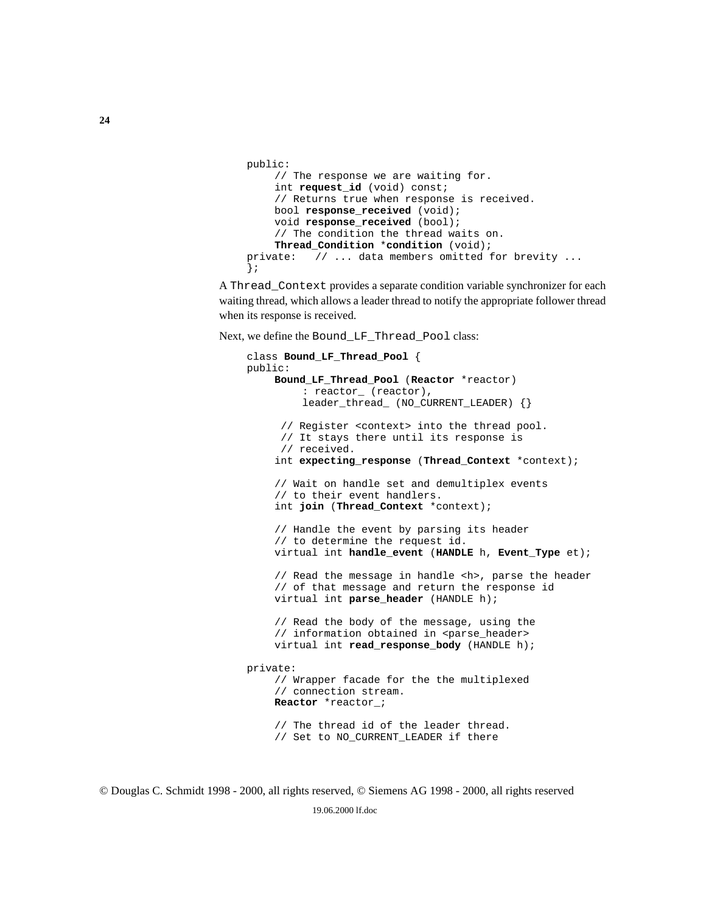```
public:
     // The response we are waiting for.
     int request_id (void) const;
     // Returns true when response is received.
     bool response_received (void);
     void response_received (bool);
     // The condition the thread waits on.
     Thread_Condition *condition (void);
private:   // ... data members omitted for brevity ...
};
```

A `Thread_Context` provides a separate condition variable synchronizer for each waiting thread, which allows a leader thread to notify the appropriate follower thread when its response is received.

Next, we define the `Bound_LF_Thread_Pool` class:

```
class Bound_LF_Thread_Pool {
public:
     Bound_LF_Thread_Pool (Reactor *reactor)
          : reactor_ (reactor),
          leader_thread_ (NO_CURRENT_LEADER) {}

      // Register <context> into the thread pool.
      // It stays there until its response is
      // received.
     int expecting_response (Thread_Context *context);

     // Wait on handle set and demultiplex events
     // to their event handlers.
     int join (Thread_Context *context);

     // Handle the event by parsing its header
     // to determine the request id.
     virtual int handle_event (HANDLE h, Event_Type et);

     // Read the message in handle <h>, parse the header
     // of that message and return the response id
     virtual int parse_header (HANDLE h);

     // Read the body of the message, using the
     // information obtained in <parse_header>
     virtual int read_response_body (HANDLE h);

private:
     // Wrapper facade for the the multiplexed
     // connection stream.
     Reactor *reactor_;

     // The thread id of the leader thread.
     // Set to NO_CURRENT_LEADER if there
```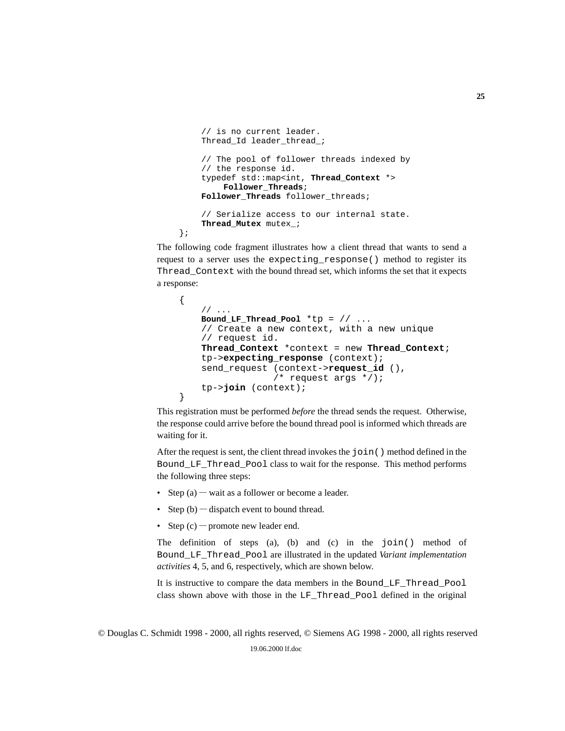```
    // is no current leader.
    Thread_Id leader_thread_;

    // The pool of follower threads indexed by
    // the response id.
    typedef std::map<int, Thread_Context *>
         Follower_Threads;
    Follower_Threads follower_threads;

    // Serialize access to our internal state.
    Thread_Mutex mutex_;
};
```

The following code fragment illustrates how a client thread that wants to send a request to a server uses the `expecting_response()` method to register its `Thread_Context` with the bound thread set, which informs the set that it expects a response:

```
{
    // ...
    Bound_LF_Thread_Pool *tp = // ...
    // Create a new context, with a new unique
    // request id.
    Thread_Context *context = new Thread_Context;
    tp->expecting_response (context);
    send_request (context->request_id (),
                  /* request args */);
    tp->join (context);
}
```

This registration must be performed *before* the thread sends the request. Otherwise, the response could arrive before the bound thread pool is informed which threads are waiting for it.

After the request is sent, the client thread invokes the `join()` method defined in the `Bound_LF_Thread_Pool` class to wait for the response. This method performs the following three steps:

- Step (a) — wait as a follower or become a leader.
- Step (b) — dispatch event to bound thread.
- Step (c) — promote new leader end.

The definition of steps (a), (b) and (c) in the `join()` method of `Bound_LF_Thread_Pool` are illustrated in the updated *Variant implementation activities* 4, 5, and 6, respectively, which are shown below.

It is instructive to compare the data members in the `Bound_LF_Thread_Pool` class shown above with those in the `LF_Thread_Pool` defined in the original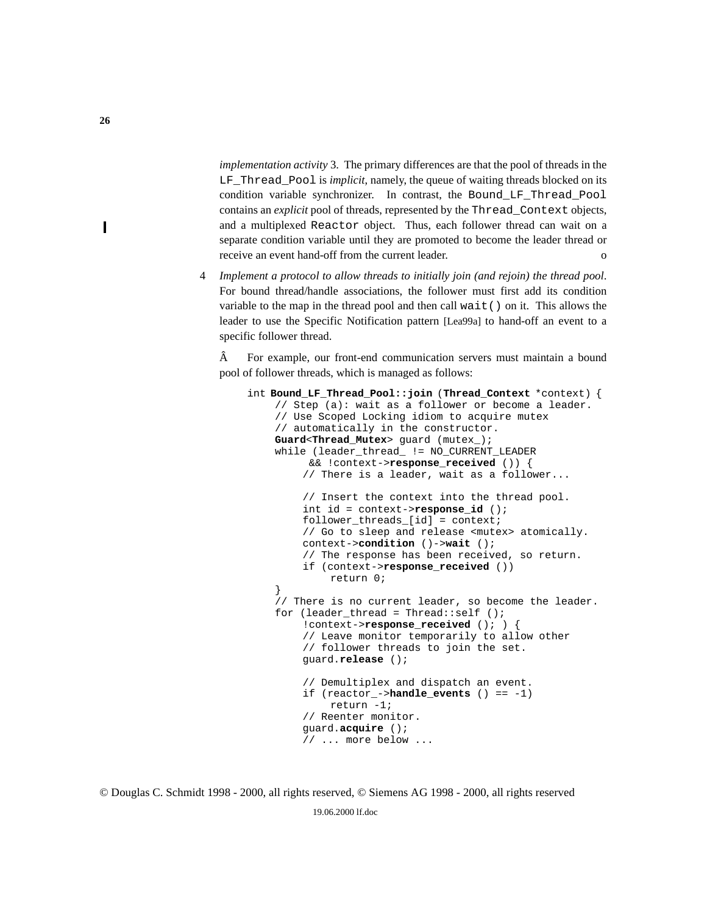*implementation activity* 3. The primary differences are that the pool of threads in the `LF_Thread_Pool` is *implicit*, namely, the queue of waiting threads blocked on its condition variable synchronizer. In contrast, the `Bound_LF_Thread_Pool` contains an *explicit* pool of threads, represented by the `Thread_Context` objects, and a multiplexed `Reactor` object. Thus, each follower thread can wait on a separate condition variable until they are promoted to become the leader thread or receive an event hand-off from the current leader. o

4 *Implement a protocol to allow threads to initially join (and rejoin) the thread pool*. For bound thread/handle associations, the follower must first add its condition variable to the map in the thread pool and then call `wait()` on it. This allows the leader to use the Specific Notification pattern [Lea99a] to hand-off an event to a specific follower thread.

Â For example, our front-end communication servers must maintain a bound pool of follower threads, which is managed as follows:

```
int Bound_LF_Thread_Pool::join (Thread_Context *context) {
    // Step (a): wait as a follower or become a leader.
    // Use Scoped Locking idiom to acquire mutex
    // automatically in the constructor.
    Guard<Thread_Mutex> guard (mutex_);
    while (leader_thread_ != NO_CURRENT_LEADER
          && !context->response_received ()) {
        // There is a leader, wait as a follower...

        // Insert the context into the thread pool.
        int id = context->response_id ();
        follower_threads_[id] = context;
        // Go to sleep and release <mutex> atomically.
        context->condition ()->wait ();
        // The response has been received, so return.
        if (context->response_received ())
            return 0;
    }
    // There is no current leader, so become the leader.
    for (leader_thread = Thread::self ();
        !context->response_received (); ) {
        // Leave monitor temporarily to allow other
        // follower threads to join the set.
        guard.release ();

        // Demultiplex and dispatch an event.
        if (reactor_->handle_events () == -1)
            return -1;
        // Reenter monitor.
        guard.acquire ();
        // ... more below ...
```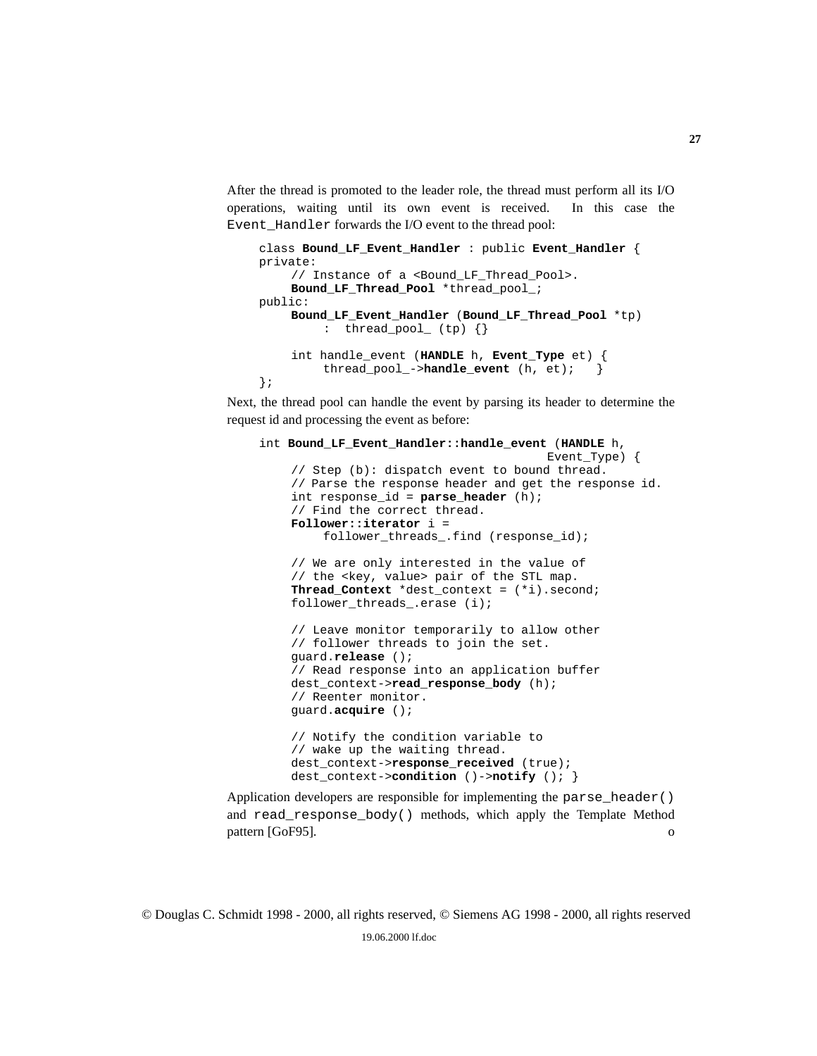After the thread is promoted to the leader role, the thread must perform all its I/O operations, waiting until its own event is received. In this case the `Event_Handler` forwards the I/O event to the thread pool:

```
class Bound_LF_Event_Handler : public Event_Handler {
private:
    // Instance of a <Bound_LF_Thread_Pool>.
    Bound_LF_Thread_Pool *thread_pool_;
public:
    Bound_LF_Event_Handler (Bound_LF_Thread_Pool *tp)
        : thread_pool_ (tp) {}

    int handle_event (HANDLE h, Event_Type et) {
        thread_pool_->handle_event (h, et);  }
};
```

Next, the thread pool can handle the event by parsing its header to determine the request id and processing the event as before:

```
int Bound_LF_Event_Handler::handle_event (HANDLE h,
                                          Event_Type) {
    // Step (b): dispatch event to bound thread.
    // Parse the response header and get the response id.
    int response_id = parse_header (h);
    // Find the correct thread.
    Follower::iterator i =
        follower_threads_.find (response_id);

    // We are only interested in the value of
    // the <key, value> pair of the STL map.
    Thread_Context *dest_context = (*i).second;
    follower_threads_.erase (i);

    // Leave monitor temporarily to allow other
    // follower threads to join the set.
    guard.release ();
    // Read response into an application buffer
    dest_context->read_response_body (h);
    // Reenter monitor.
    guard.acquire ();

    // Notify the condition variable to
    // wake up the waiting thread.
    dest_context->response_received (true);
    dest_context->condition ()->notify (); }
```

Application developers are responsible for implementing the `parse_header()` and `read_response_body()` methods, which apply the Template Method pattern [GoF95]. o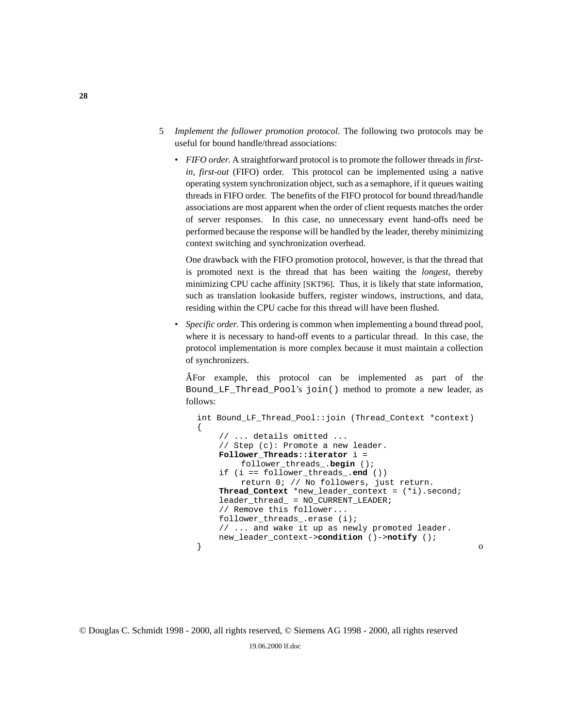5 *Implement the follower promotion protocol*. The following two protocols may be useful for bound handle/thread associations:

- *FIFO order.* A straightforward protocol is to promote the follower threads in *first-in, first-out* (FIFO) order. This protocol can be implemented using a native operating system synchronization object, such as a semaphore, if it queues waiting threads in FIFO order. The benefits of the FIFO protocol for bound thread/handle associations are most apparent when the order of client requests matches the order of server responses. In this case, no unnecessary event hand-offs need be performed because the response will be handled by the leader, thereby minimizing context switching and synchronization overhead.

  One drawback with the FIFO promotion protocol, however, is that the thread that is promoted next is the thread that has been waiting the *longest*, thereby minimizing CPU cache affinity [SKT96]. Thus, it is likely that state information, such as translation lookaside buffers, register windows, instructions, and data, residing within the CPU cache for this thread will have been flushed.

- *Specific order.* This ordering is common when implementing a bound thread pool, where it is necessary to hand-off events to a particular thread. In this case, the protocol implementation is more complex because it must maintain a collection of synchronizers.

  ÂFor example, this protocol can be implemented as part of the `Bound_LF_Thread_Pool`'s `join()` method to promote a new leader, as follows:

```
int Bound_LF_Thread_Pool::join (Thread_Context *context)
{
    // ... details omitted ...
    // Step (c): Promote a new leader.
    Follower_Threads::iterator i =
        follower_threads_.begin ();
    if (i == follower_threads_.end ())
        return 0; // No followers, just return.
    Thread_Context *new_leader_context = (*i).second;
    leader_thread_ = NO_CURRENT_LEADER;
    // Remove this follower...
    follower_threads_.erase (i);
    // ... and wake it up as newly promoted leader.
    new_leader_context->condition ()->notify ();
}
```

o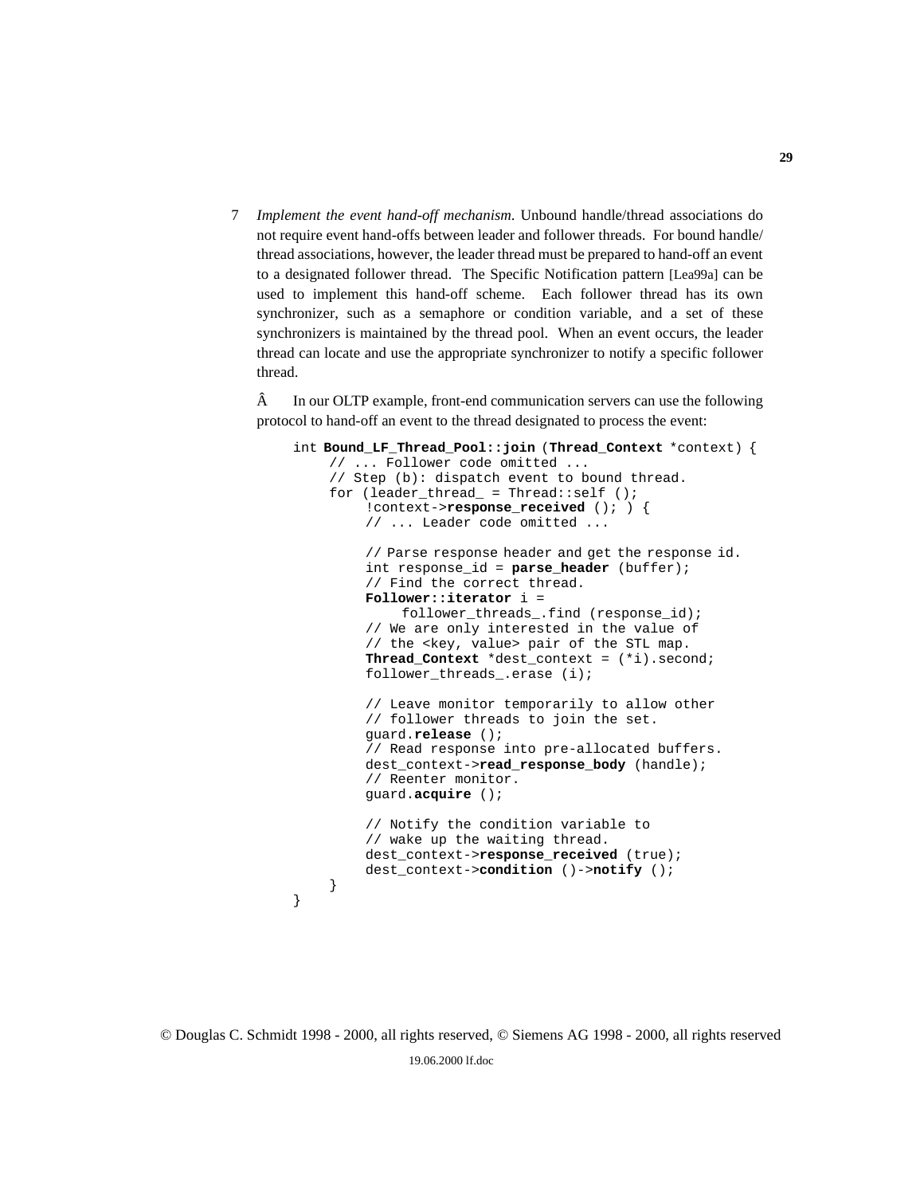7 *Implement the event hand-off mechanism.* Unbound handle/thread associations do not require event hand-offs between leader and follower threads. For bound handle/thread associations, however, the leader thread must be prepared to hand-off an event to a designated follower thread. The Specific Notification pattern [Lea99a] can be used to implement this hand-off scheme. Each follower thread has its own synchronizer, such as a semaphore or condition variable, and a set of these synchronizers is maintained by the thread pool. When an event occurs, the leader thread can locate and use the appropriate synchronizer to notify a specific follower thread.

Â In our OLTP example, front-end communication servers can use the following protocol to hand-off an event to the thread designated to process the event:

```
int Bound_LF_Thread_Pool::join (Thread_Context *context) {
    // ... Follower code omitted ...
    // Step (b): dispatch event to bound thread.
    for (leader_thread_ = Thread::self ();
         !context->response_received (); ) {
        // ... Leader code omitted ...

        // Parse response header and get the response id.
        int response_id = parse_header (buffer);
        // Find the correct thread.
        Follower::iterator i =
            follower_threads_.find (response_id);
        // We are only interested in the value of
        // the <key, value> pair of the STL map.
        Thread_Context *dest_context = (*i).second;
        follower_threads_.erase (i);

        // Leave monitor temporarily to allow other
        // follower threads to join the set.
        guard.release ();
        // Read response into pre-allocated buffers.
        dest_context->read_response_body (handle);
        // Reenter monitor.
        guard.acquire ();

        // Notify the condition variable to
        // wake up the waiting thread.
        dest_context->response_received (true);
        dest_context->condition ()->notify ();
    }
}
```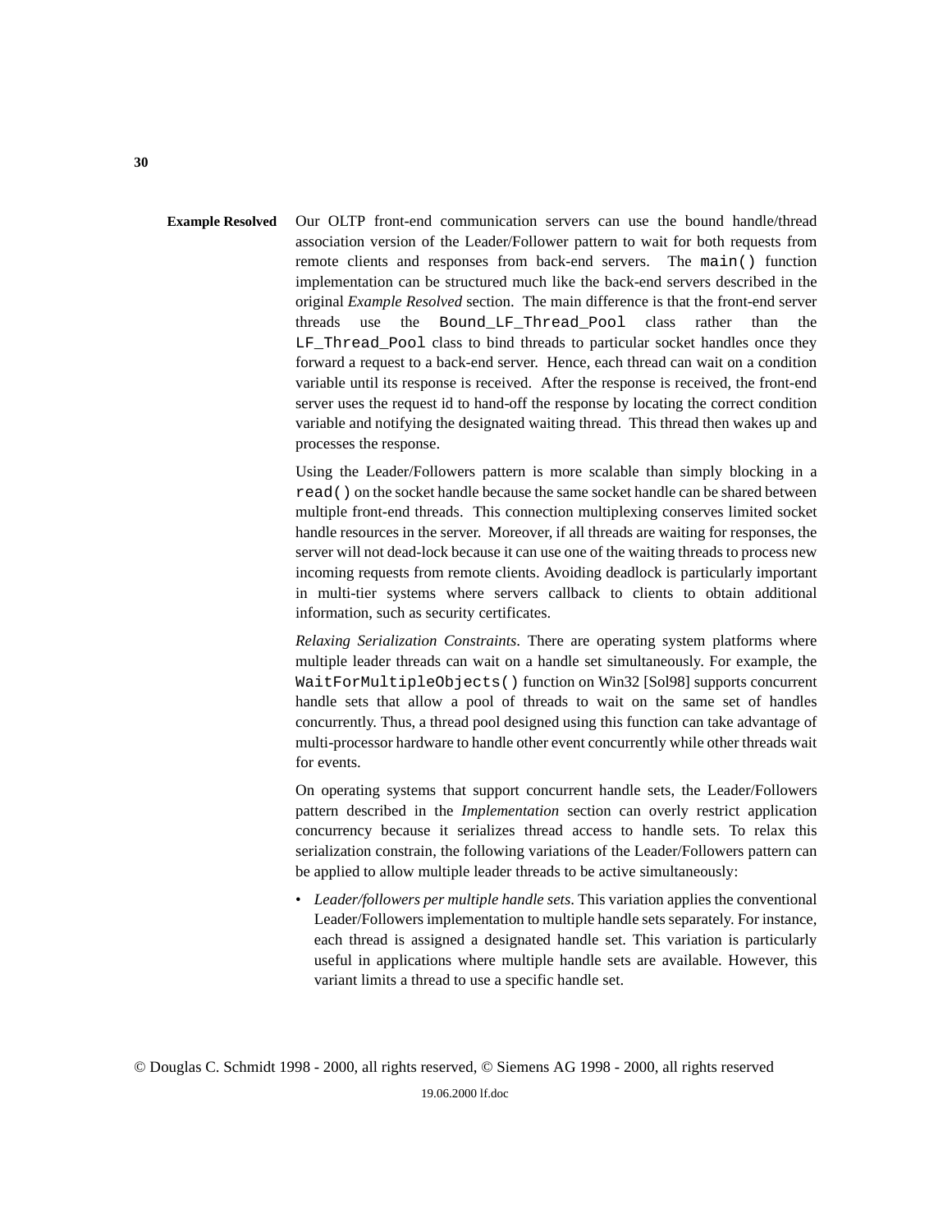**Example Resolved** Our OLTP front-end communication servers can use the bound handle/thread association version of the Leader/Follower pattern to wait for both requests from remote clients and responses from back-end servers. The `main()` function implementation can be structured much like the back-end servers described in the original *Example Resolved* section. The main difference is that the front-end server threads use the `Bound_LF_Thread_Pool` class rather than the `LF_Thread_Pool` class to bind threads to particular socket handles once they forward a request to a back-end server. Hence, each thread can wait on a condition variable until its response is received. After the response is received, the front-end server uses the request id to hand-off the response by locating the correct condition variable and notifying the designated waiting thread. This thread then wakes up and processes the response.

Using the Leader/Followers pattern is more scalable than simply blocking in a `read()` on the socket handle because the same socket handle can be shared between multiple front-end threads. This connection multiplexing conserves limited socket handle resources in the server. Moreover, if all threads are waiting for responses, the server will not dead-lock because it can use one of the waiting threads to process new incoming requests from remote clients. Avoiding deadlock is particularly important in multi-tier systems where servers callback to clients to obtain additional information, such as security certificates.

*Relaxing Serialization Constraints*. There are operating system platforms where multiple leader threads can wait on a handle set simultaneously. For example, the `WaitForMultipleObjects()` function on Win32 [Sol98] supports concurrent handle sets that allow a pool of threads to wait on the same set of handles concurrently. Thus, a thread pool designed using this function can take advantage of multi-processor hardware to handle other event concurrently while other threads wait for events.

On operating systems that support concurrent handle sets, the Leader/Followers pattern described in the *Implementation* section can overly restrict application concurrency because it serializes thread access to handle sets. To relax this serialization constrain, the following variations of the Leader/Followers pattern can be applied to allow multiple leader threads to be active simultaneously:

- *Leader/followers per multiple handle sets*. This variation applies the conventional Leader/Followers implementation to multiple handle sets separately. For instance, each thread is assigned a designated handle set. This variation is particularly useful in applications where multiple handle sets are available. However, this variant limits a thread to use a specific handle set.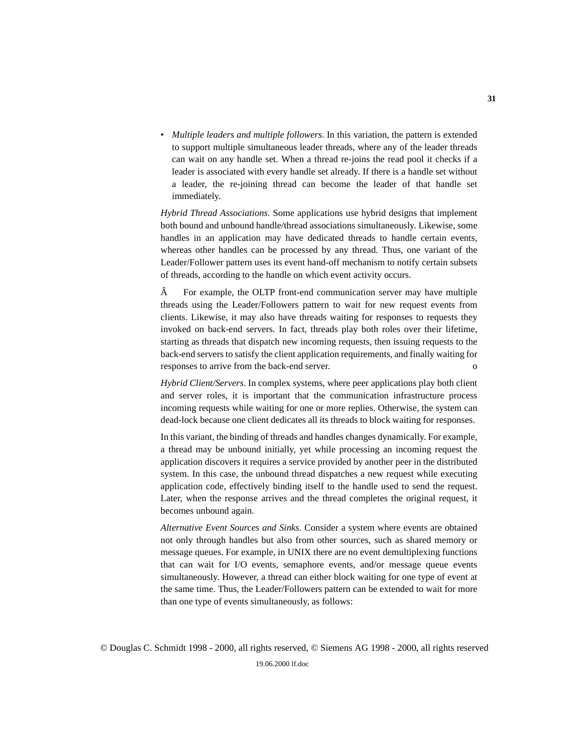- *Multiple leaders and multiple followers*. In this variation, the pattern is extended to support multiple simultaneous leader threads, where any of the leader threads can wait on any handle set. When a thread re-joins the read pool it checks if a leader is associated with every handle set already. If there is a handle set without a leader, the re-joining thread can become the leader of that handle set immediately.

*Hybrid Thread Associations.* Some applications use hybrid designs that implement both bound and unbound handle/thread associations simultaneously. Likewise, some handles in an application may have dedicated threads to handle certain events, whereas other handles can be processed by any thread. Thus, one variant of the Leader/Follower pattern uses its event hand-off mechanism to notify certain subsets of threads, according to the handle on which event activity occurs.

 For example, the OLTP front-end communication server may have multiple threads using the Leader/Followers pattern to wait for new request events from clients. Likewise, it may also have threads waiting for responses to requests they invoked on back-end servers. In fact, threads play both roles over their lifetime, starting as threads that dispatch new incoming requests, then issuing requests to the back-end servers to satisfy the client application requirements, and finally waiting for responses to arrive from the back-end server. o

*Hybrid Client/Servers*. In complex systems, where peer applications play both client and server roles, it is important that the communication infrastructure process incoming requests while waiting for one or more replies. Otherwise, the system can dead-lock because one client dedicates all its threads to block waiting for responses.

In this variant, the binding of threads and handles changes dynamically. For example, a thread may be unbound initially, yet while processing an incoming request the application discovers it requires a service provided by another peer in the distributed system. In this case, the unbound thread dispatches a new request while executing application code, effectively binding itself to the handle used to send the request. Later, when the response arrives and the thread completes the original request, it becomes unbound again.

*Alternative Event Sources and Sinks*. Consider a system where events are obtained not only through handles but also from other sources, such as shared memory or message queues. For example, in UNIX there are no event demultiplexing functions that can wait for I/O events, semaphore events, and/or message queue events simultaneously. However, a thread can either block waiting for one type of event at the same time. Thus, the Leader/Followers pattern can be extended to wait for more than one type of events simultaneously, as follows: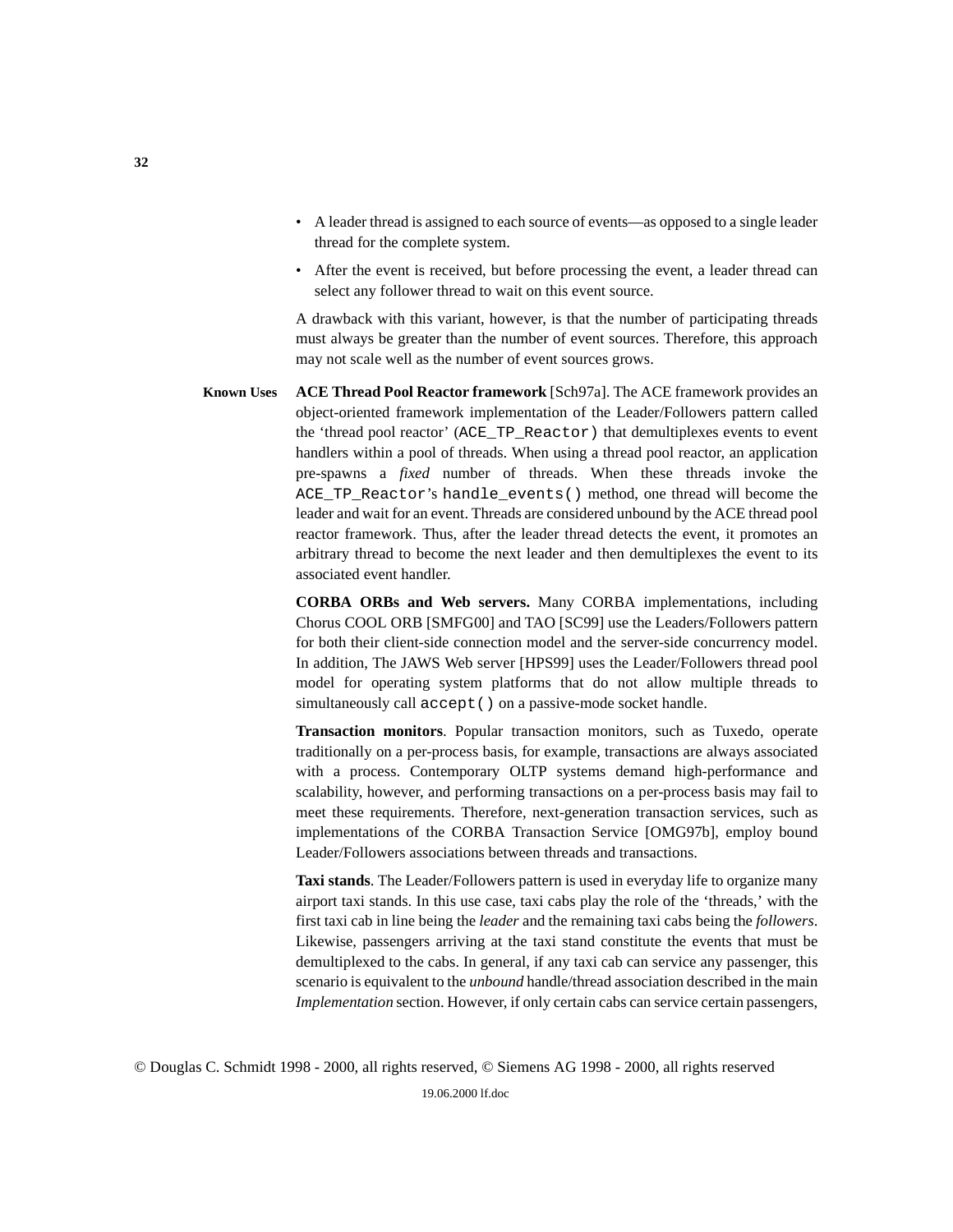- A leader thread is assigned to each source of events—as opposed to a single leader thread for the complete system.
- After the event is received, but before processing the event, a leader thread can select any follower thread to wait on this event source.

A drawback with this variant, however, is that the number of participating threads must always be greater than the number of event sources. Therefore, this approach may not scale well as the number of event sources grows.

**Known Uses** **ACE Thread Pool Reactor framework** [Sch97a]. The ACE framework provides an object-oriented framework implementation of the Leader/Followers pattern called the 'thread pool reactor' (`ACE_TP_Reactor`) that demultiplexes events to event handlers within a pool of threads. When using a thread pool reactor, an application pre-spawns a *fixed* number of threads. When these threads invoke the `ACE_TP_Reactor`'s `handle_events()` method, one thread will become the leader and wait for an event. Threads are considered unbound by the ACE thread pool reactor framework. Thus, after the leader thread detects the event, it promotes an arbitrary thread to become the next leader and then demultiplexes the event to its associated event handler.

**CORBA ORBs and Web servers.** Many CORBA implementations, including Chorus COOL ORB [SMFG00] and TAO [SC99] use the Leaders/Followers pattern for both their client-side connection model and the server-side concurrency model. In addition, The JAWS Web server [HPS99] uses the Leader/Followers thread pool model for operating system platforms that do not allow multiple threads to simultaneously call `accept()` on a passive-mode socket handle.

**Transaction monitors**. Popular transaction monitors, such as Tuxedo, operate traditionally on a per-process basis, for example, transactions are always associated with a process. Contemporary OLTP systems demand high-performance and scalability, however, and performing transactions on a per-process basis may fail to meet these requirements. Therefore, next-generation transaction services, such as implementations of the CORBA Transaction Service [OMG97b], employ bound Leader/Followers associations between threads and transactions.

**Taxi stands**. The Leader/Followers pattern is used in everyday life to organize many airport taxi stands. In this use case, taxi cabs play the role of the 'threads,' with the first taxi cab in line being the *leader* and the remaining taxi cabs being the *followers*. Likewise, passengers arriving at the taxi stand constitute the events that must be demultiplexed to the cabs. In general, if any taxi cab can service any passenger, this scenario is equivalent to the *unbound* handle/thread association described in the main *Implementation* section. However, if only certain cabs can service certain passengers,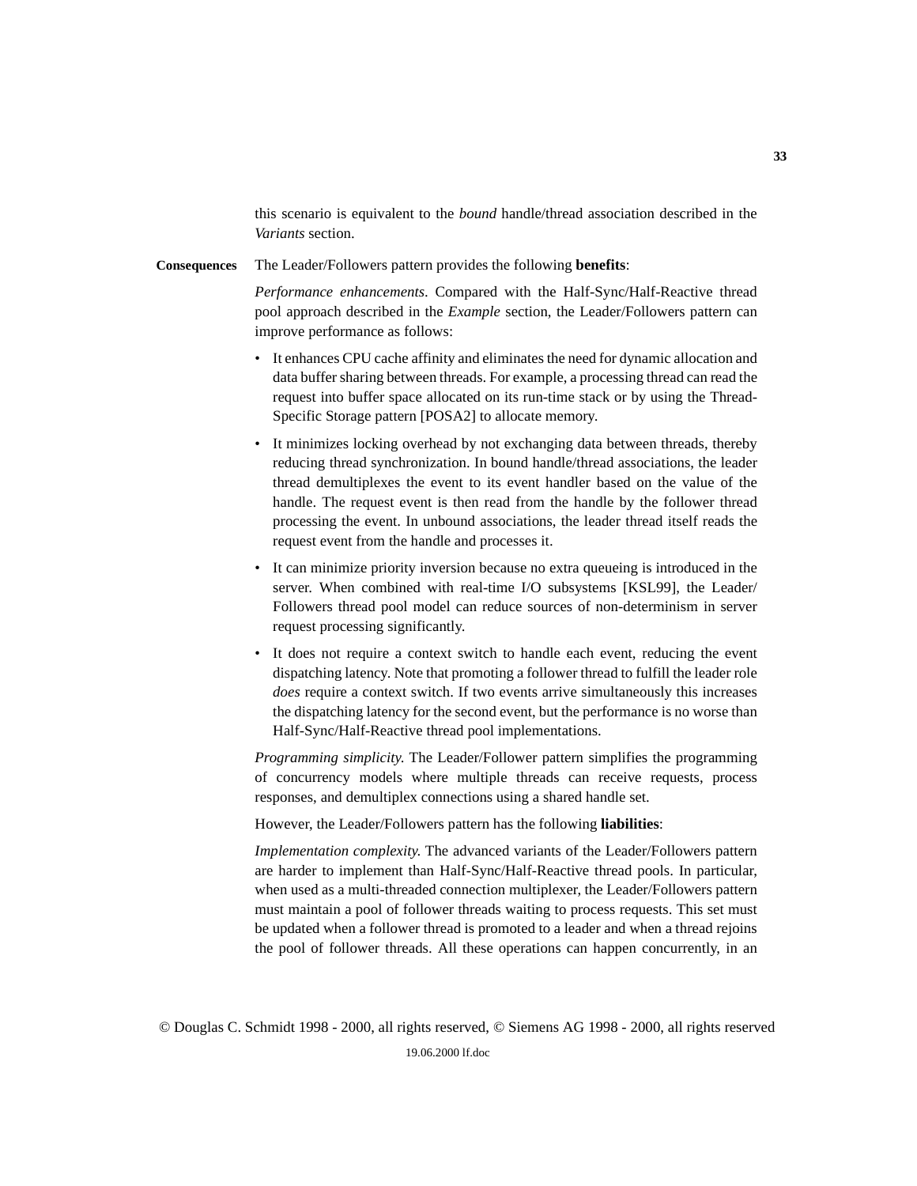this scenario is equivalent to the *bound* handle/thread association described in the *Variants* section.

**Consequences** The Leader/Followers pattern provides the following **benefits**:

*Performance enhancements*. Compared with the Half-Sync/Half-Reactive thread pool approach described in the *Example* section, the Leader/Followers pattern can improve performance as follows:

- It enhances CPU cache affinity and eliminates the need for dynamic allocation and data buffer sharing between threads. For example, a processing thread can read the request into buffer space allocated on its run-time stack or by using the Thread-Specific Storage pattern [POSA2] to allocate memory.
- It minimizes locking overhead by not exchanging data between threads, thereby reducing thread synchronization. In bound handle/thread associations, the leader thread demultiplexes the event to its event handler based on the value of the handle. The request event is then read from the handle by the follower thread processing the event. In unbound associations, the leader thread itself reads the request event from the handle and processes it.
- It can minimize priority inversion because no extra queueing is introduced in the server. When combined with real-time I/O subsystems [KSL99], the Leader/Followers thread pool model can reduce sources of non-determinism in server request processing significantly.
- It does not require a context switch to handle each event, reducing the event dispatching latency. Note that promoting a follower thread to fulfill the leader role *does* require a context switch. If two events arrive simultaneously this increases the dispatching latency for the second event, but the performance is no worse than Half-Sync/Half-Reactive thread pool implementations.

*Programming simplicity.* The Leader/Follower pattern simplifies the programming of concurrency models where multiple threads can receive requests, process responses, and demultiplex connections using a shared handle set.

However, the Leader/Followers pattern has the following **liabilities**:

*Implementation complexity.* The advanced variants of the Leader/Followers pattern are harder to implement than Half-Sync/Half-Reactive thread pools. In particular, when used as a multi-threaded connection multiplexer, the Leader/Followers pattern must maintain a pool of follower threads waiting to process requests. This set must be updated when a follower thread is promoted to a leader and when a thread rejoins the pool of follower threads. All these operations can happen concurrently, in an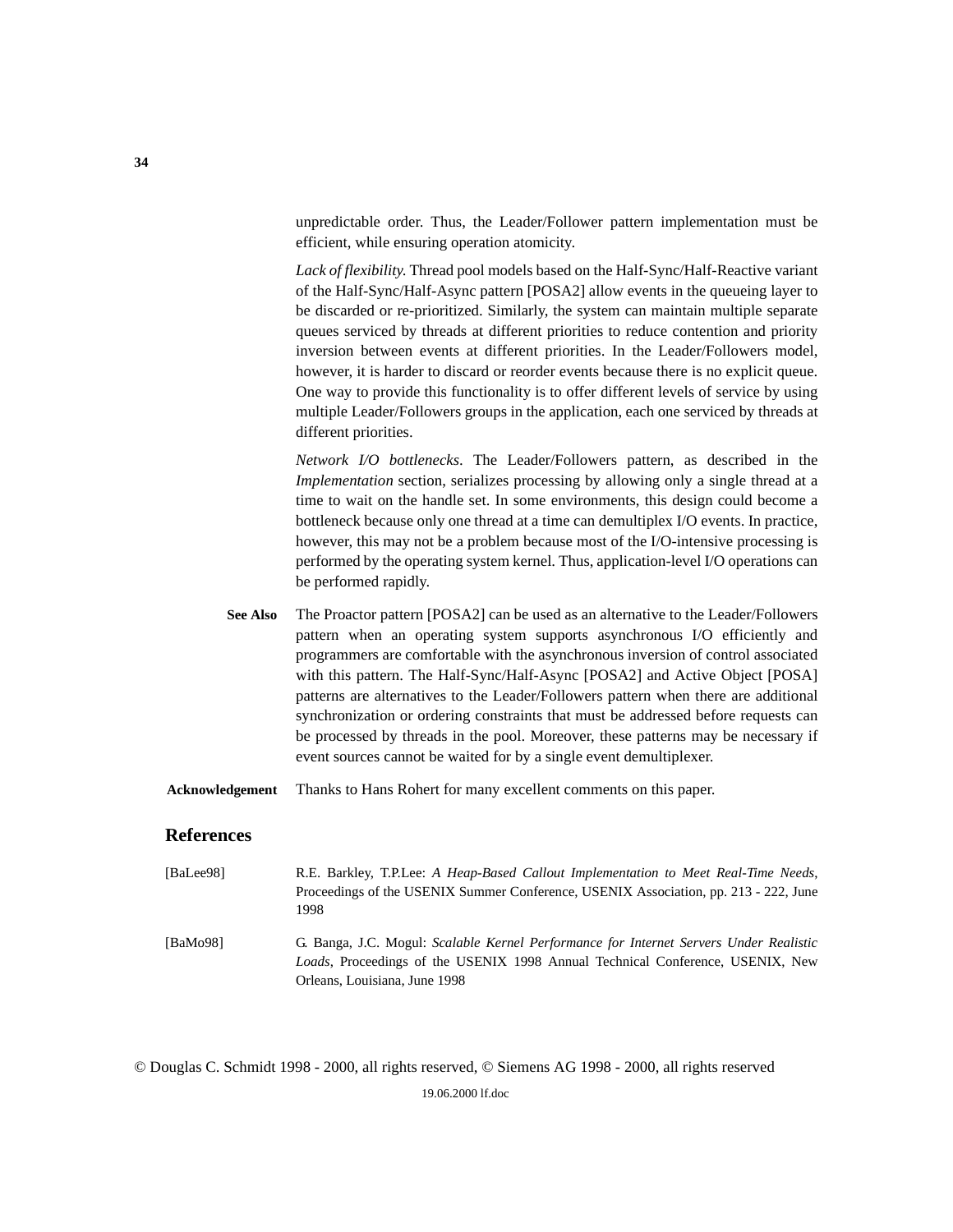unpredictable order. Thus, the Leader/Follower pattern implementation must be efficient, while ensuring operation atomicity.

*Lack of flexibility.* Thread pool models based on the Half-Sync/Half-Reactive variant of the Half-Sync/Half-Async pattern [POSA2] allow events in the queueing layer to be discarded or re-prioritized. Similarly, the system can maintain multiple separate queues serviced by threads at different priorities to reduce contention and priority inversion between events at different priorities. In the Leader/Followers model, however, it is harder to discard or reorder events because there is no explicit queue. One way to provide this functionality is to offer different levels of service by using multiple Leader/Followers groups in the application, each one serviced by threads at different priorities.

*Network I/O bottlenecks*. The Leader/Followers pattern, as described in the *Implementation* section, serializes processing by allowing only a single thread at a time to wait on the handle set. In some environments, this design could become a bottleneck because only one thread at a time can demultiplex I/O events. In practice, however, this may not be a problem because most of the I/O-intensive processing is performed by the operating system kernel. Thus, application-level I/O operations can be performed rapidly.

**See Also** The Proactor pattern [POSA2] can be used as an alternative to the Leader/Followers pattern when an operating system supports asynchronous I/O efficiently and programmers are comfortable with the asynchronous inversion of control associated with this pattern. The Half-Sync/Half-Async [POSA2] and Active Object [POSA] patterns are alternatives to the Leader/Followers pattern when there are additional synchronization or ordering constraints that must be addressed before requests can be processed by threads in the pool. Moreover, these patterns may be necessary if event sources cannot be waited for by a single event demultiplexer.

**Acknowledgement** Thanks to Hans Rohert for many excellent comments on this paper.

## References

[BaLee98] R.E. Barkley, T.P.Lee: *A Heap-Based Callout Implementation to Meet Real-Time Needs*, Proceedings of the USENIX Summer Conference, USENIX Association, pp. 213 - 222, June 1998

[BaMo98] G. Banga, J.C. Mogul: *Scalable Kernel Performance for Internet Servers Under Realistic Loads*, Proceedings of the USENIX 1998 Annual Technical Conference, USENIX, New Orleans, Louisiana, June 1998

© Douglas C. Schmidt 1998 - 2000, all rights reserved, © Siemens AG 1998 - 2000, all rights reserved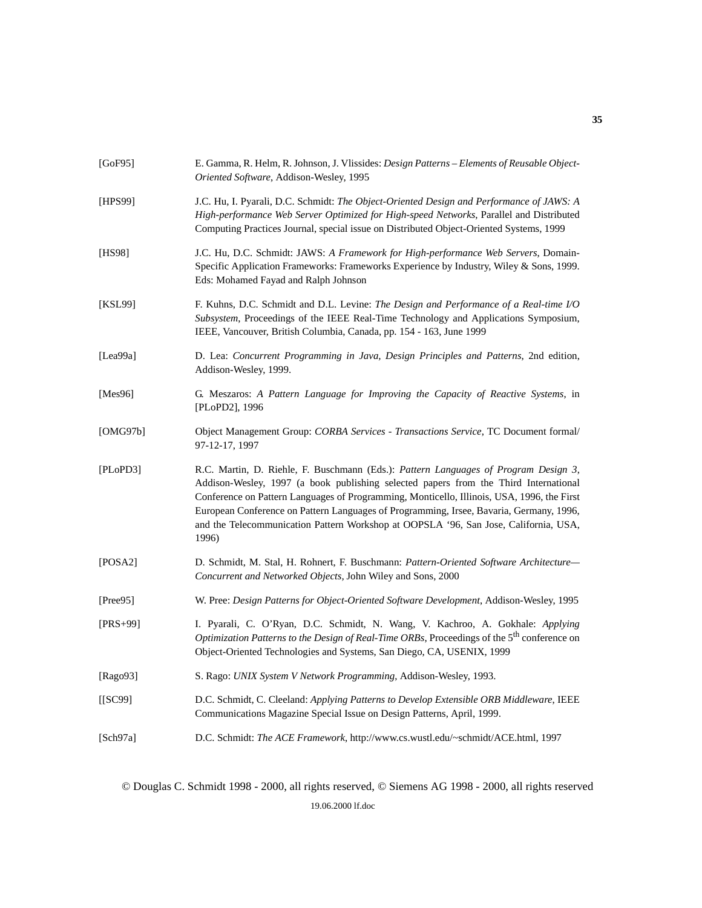[GoF95] E. Gamma, R. Helm, R. Johnson, J. Vlissides: *Design Patterns – Elements of Reusable Object-Oriented Software*, Addison-Wesley, 1995

[HPS99] J.C. Hu, I. Pyarali, D.C. Schmidt: *The Object-Oriented Design and Performance of JAWS: A High-performance Web Server Optimized for High-speed Networks*, Parallel and Distributed Computing Practices Journal, special issue on Distributed Object-Oriented Systems, 1999

[HS98] J.C. Hu, D.C. Schmidt: JAWS: *A Framework for High-performance Web Servers*, Domain-Specific Application Frameworks: Frameworks Experience by Industry, Wiley & Sons, 1999. Eds: Mohamed Fayad and Ralph Johnson

[KSL99] F. Kuhns, D.C. Schmidt and D.L. Levine: *The Design and Performance of a Real-time I/O Subsystem*, Proceedings of the IEEE Real-Time Technology and Applications Symposium, IEEE, Vancouver, British Columbia, Canada, pp. 154 - 163, June 1999

[Lea99a] D. Lea: *Concurrent Programming in Java, Design Principles and Patterns,* 2nd edition, Addison-Wesley, 1999.

[Mes96] G. Meszaros: *A Pattern Language for Improving the Capacity of Reactive Systems*, in [PLoPD2], 1996

[OMG97b] Object Management Group: *CORBA Services - Transactions Service*, TC Document formal/ 97-12-17, 1997

[PLoPD3] R.C. Martin, D. Riehle, F. Buschmann (Eds.): *Pattern Languages of Program Design 3*, Addison-Wesley, 1997 (a book publishing selected papers from the Third International Conference on Pattern Languages of Programming, Monticello, Illinois, USA, 1996, the First European Conference on Pattern Languages of Programming, Irsee, Bavaria, Germany, 1996, and the Telecommunication Pattern Workshop at OOPSLA '96, San Jose, California, USA, 1996)

[POSA2] D. Schmidt, M. Stal, H. Rohnert, F. Buschmann: *Pattern-Oriented Software Architecture— Concurrent and Networked Objects,* John Wiley and Sons, 2000

[Pree95] W. Pree: *Design Patterns for Object-Oriented Software Development*, Addison-Wesley, 1995

[PRS+99] I. Pyarali, C. O'Ryan, D.C. Schmidt, N. Wang, V. Kachroo, A. Gokhale: *Applying Optimization Patterns to the Design of Real-Time ORBs*, Proceedings of the 5th conference on Object-Oriented Technologies and Systems, San Diego, CA, USENIX, 1999

[Rago93] S. Rago: *UNIX System V Network Programming*, Addison-Wesley, 1993.

[[SC99] D.C. Schmidt, C. Cleeland: *Applying Patterns to Develop Extensible ORB Middleware*, IEEE Communications Magazine Special Issue on Design Patterns, April, 1999.

[Sch97a] D.C. Schmidt: *The ACE Framework*, http://www.cs.wustl.edu/~schmidt/ACE.html, 1997

© Douglas C. Schmidt 1998 - 2000, all rights reserved, © Siemens AG 1998 - 2000, all rights reserved

19.06.2000 lf.doc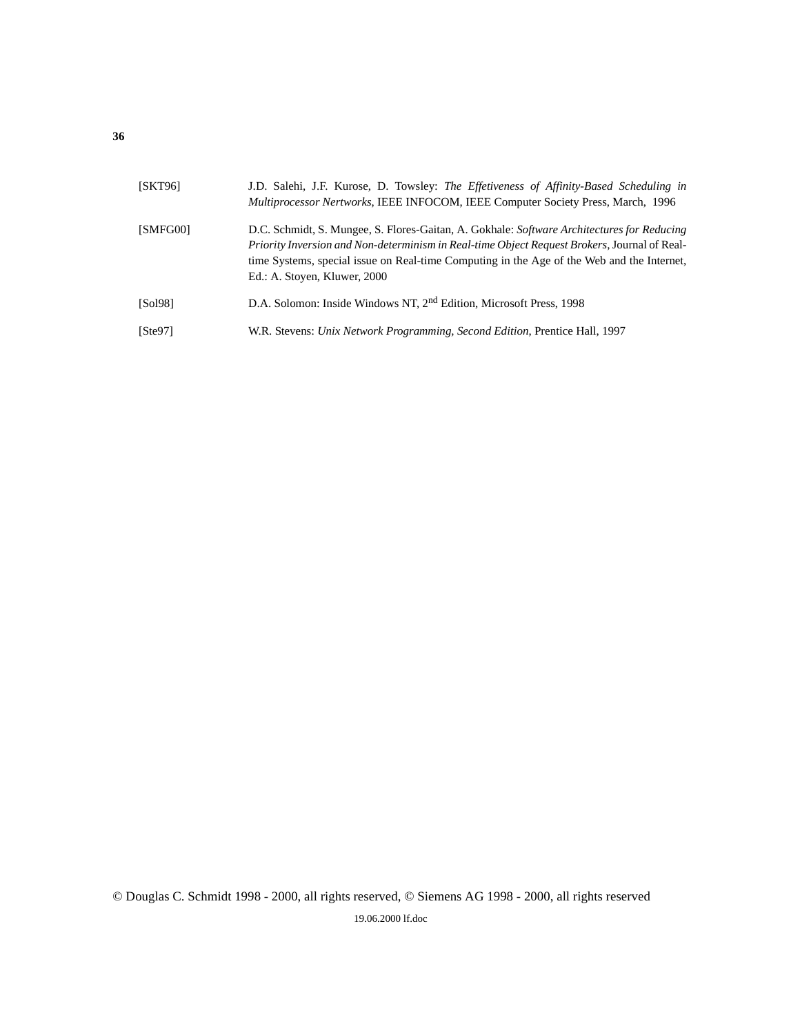[SKT96] J.D. Salehi, J.F. Kurose, D. Towsley: *The Effetiveness of Affinity-Based Scheduling in Multiprocessor Nertworks*, IEEE INFOCOM, IEEE Computer Society Press, March, 1996

[SMFG00] D.C. Schmidt, S. Mungee, S. Flores-Gaitan, A. Gokhale: *Software Architectures for Reducing Priority Inversion and Non-determinism in Real-time Object Request Brokers*, Journal of Real-time Systems, special issue on Real-time Computing in the Age of the Web and the Internet, Ed.: A. Stoyen, Kluwer, 2000

[Sol98] D.A. Solomon: Inside Windows NT, 2nd Edition, Microsoft Press, 1998

[Ste97] W.R. Stevens: *Unix Network Programming, Second Edition*, Prentice Hall, 1997